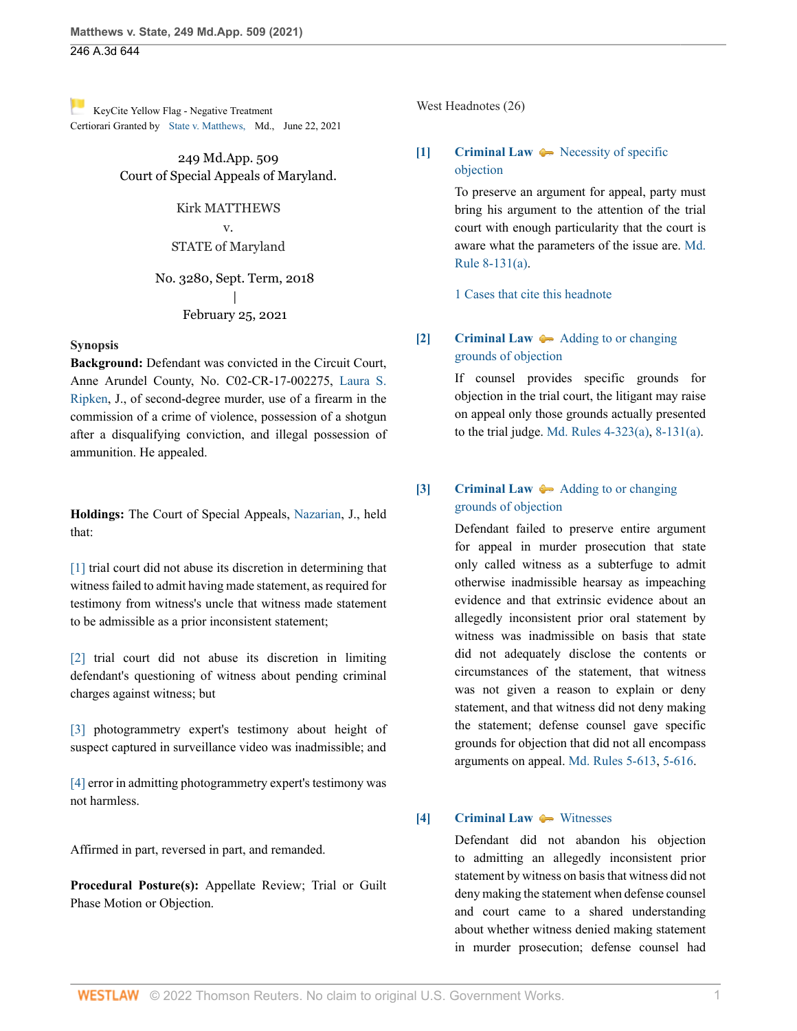KeyCite Yellow Flag - Negative Treatment
Certiorari Granted by State v. Matthews, Md., June 22, 2021

249 Md.App. 509
Court of Special Appeals of Maryland.

Kirk MATTHEWS
v.
STATE of Maryland

No. 3280, Sept. Term, 2018
|
February 25, 2021

**Synopsis**

**Background:** Defendant was convicted in the Circuit Court, Anne Arundel County, No. C02-CR-17-002275, Laura S. Ripken, J., of second-degree murder, use of a firearm in the commission of a crime of violence, possession of a shotgun after a disqualifying conviction, and illegal possession of ammunition. He appealed.

**Holdings:** The Court of Special Appeals, Nazarian, J., held that:

[1] trial court did not abuse its discretion in determining that witness failed to admit having made statement, as required for testimony from witness's uncle that witness made statement to be admissible as a prior inconsistent statement;

[2] trial court did not abuse its discretion in limiting defendant's questioning of witness about pending criminal charges against witness; but

[3] photogrammetry expert's testimony about height of suspect captured in surveillance video was inadmissible; and

[4] error in admitting photogrammetry expert's testimony was not harmless.

Affirmed in part, reversed in part, and remanded.

**Procedural Posture(s):** Appellate Review; Trial or Guilt Phase Motion or Objection.

West Headnotes (26)

**[1]** **Criminal Law** Necessity of specific objection

To preserve an argument for appeal, party must bring his argument to the attention of the trial court with enough particularity that the court is aware what the parameters of the issue are. Md. Rule 8-131(a).

1 Cases that cite this headnote

**[2]** **Criminal Law** Adding to or changing grounds of objection

If counsel provides specific grounds for objection in the trial court, the litigant may raise on appeal only those grounds actually presented to the trial judge. Md. Rules 4-323(a), 8-131(a).

**[3]** **Criminal Law** Adding to or changing grounds of objection

Defendant failed to preserve entire argument for appeal in murder prosecution that state only called witness as a subterfuge to admit otherwise inadmissible hearsay as impeaching evidence and that extrinsic evidence about an allegedly inconsistent prior oral statement by witness was inadmissible on basis that state did not adequately disclose the contents or circumstances of the statement, that witness was not given a reason to explain or deny statement, and that witness did not deny making the statement; defense counsel gave specific grounds for objection that did not all encompass arguments on appeal. Md. Rules 5-613, 5-616.

**[4]** **Criminal Law** Witnesses

Defendant did not abandon his objection to admitting an allegedly inconsistent prior statement by witness on basis that witness did not deny making the statement when defense counsel and court came to a shared understanding about whether witness denied making statement in murder prosecution; defense counsel had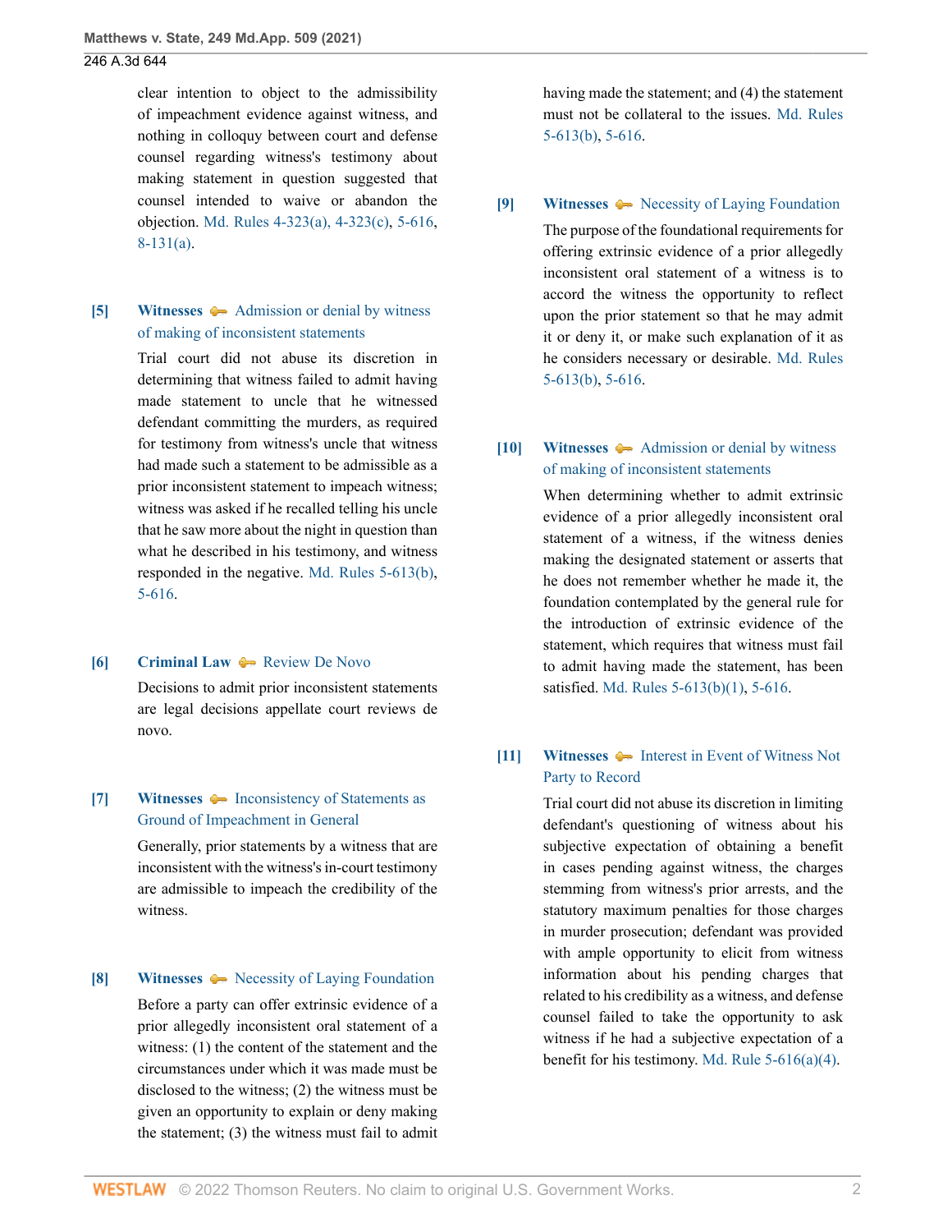clear intention to object to the admissibility of impeachment evidence against witness, and nothing in colloquy between court and defense counsel regarding witness's testimony about making statement in question suggested that counsel intended to waive or abandon the objection. Md. Rules 4-323(a), 4-323(c), 5-616, 8-131(a).

**[5]** **Witnesses** Admission or denial by witness of making of inconsistent statements

Trial court did not abuse its discretion in determining that witness failed to admit having made statement to uncle that he witnessed defendant committing the murders, as required for testimony from witness's uncle that witness had made such a statement to be admissible as a prior inconsistent statement to impeach witness; witness was asked if he recalled telling his uncle that he saw more about the night in question than what he described in his testimony, and witness responded in the negative. Md. Rules 5-613(b), 5-616.

**[6]** **Criminal Law** Review De Novo

Decisions to admit prior inconsistent statements are legal decisions appellate court reviews de novo.

**[7]** **Witnesses** Inconsistency of Statements as Ground of Impeachment in General

Generally, prior statements by a witness that are inconsistent with the witness's in-court testimony are admissible to impeach the credibility of the witness.

**[8]** **Witnesses** Necessity of Laying Foundation

Before a party can offer extrinsic evidence of a prior allegedly inconsistent oral statement of a witness: (1) the content of the statement and the circumstances under which it was made must be disclosed to the witness; (2) the witness must be given an opportunity to explain or deny making the statement; (3) the witness must fail to admit having made the statement; and (4) the statement must not be collateral to the issues. Md. Rules 5-613(b), 5-616.

**[9]** **Witnesses** Necessity of Laying Foundation

The purpose of the foundational requirements for offering extrinsic evidence of a prior allegedly inconsistent oral statement of a witness is to accord the witness the opportunity to reflect upon the prior statement so that he may admit it or deny it, or make such explanation of it as he considers necessary or desirable. Md. Rules 5-613(b), 5-616.

**[10]** **Witnesses** Admission or denial by witness of making of inconsistent statements

When determining whether to admit extrinsic evidence of a prior allegedly inconsistent oral statement of a witness, if the witness denies making the designated statement or asserts that he does not remember whether he made it, the foundation contemplated by the general rule for the introduction of extrinsic evidence of the statement, which requires that witness must fail to admit having made the statement, has been satisfied. Md. Rules 5-613(b)(1), 5-616.

**[11]** **Witnesses** Interest in Event of Witness Not Party to Record

Trial court did not abuse its discretion in limiting defendant's questioning of witness about his subjective expectation of obtaining a benefit in cases pending against witness, the charges stemming from witness's prior arrests, and the statutory maximum penalties for those charges in murder prosecution; defendant was provided with ample opportunity to elicit from witness information about his pending charges that related to his credibility as a witness, and defense counsel failed to take the opportunity to ask witness if he had a subjective expectation of a benefit for his testimony. Md. Rule 5-616(a)(4).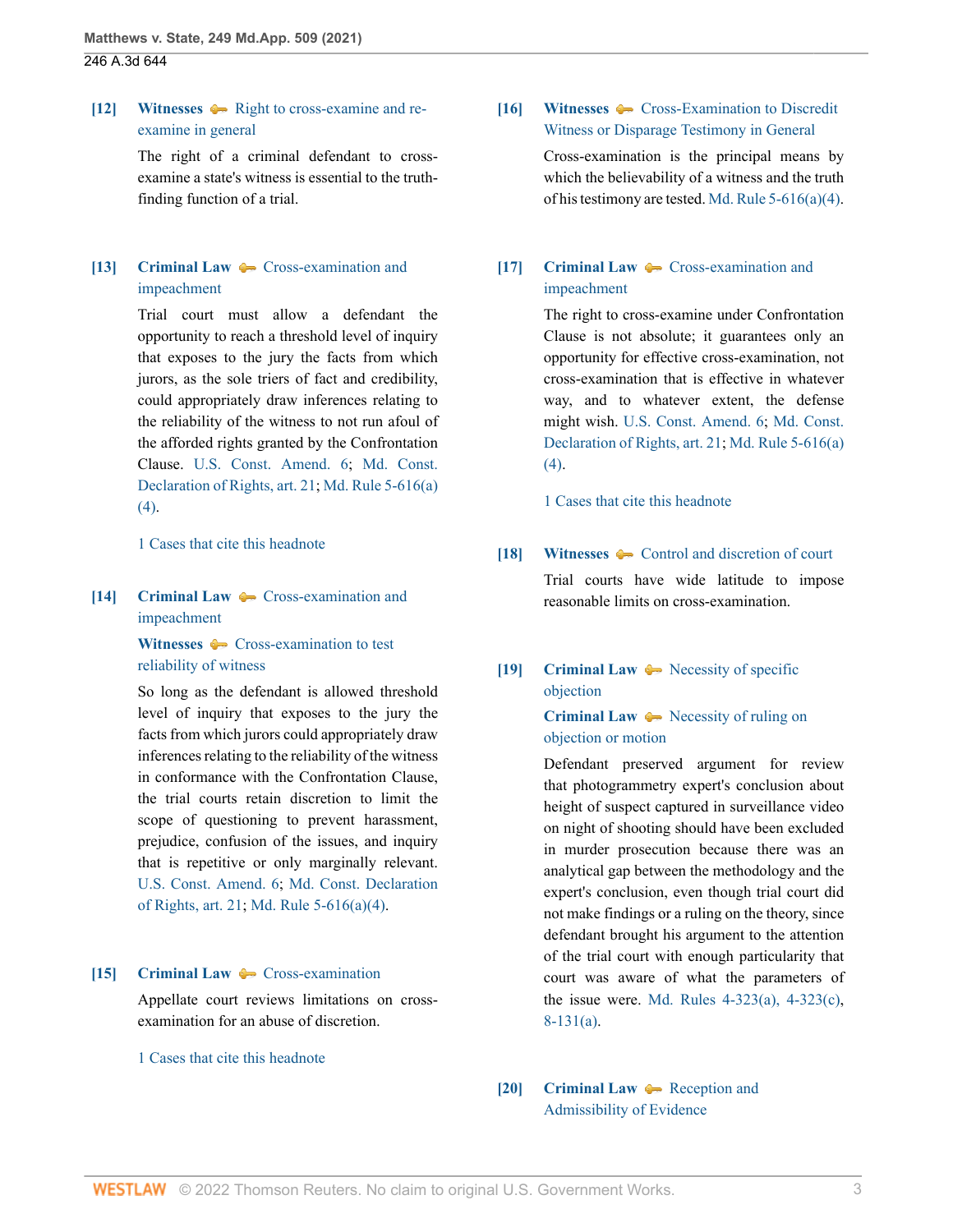**[12]** **Witnesses** Right to cross-examine and re-examine in general

The right of a criminal defendant to cross-examine a state's witness is essential to the truth-finding function of a trial.

**[13]** **Criminal Law** Cross-examination and impeachment

Trial court must allow a defendant the opportunity to reach a threshold level of inquiry that exposes to the jury the facts from which jurors, as the sole triers of fact and credibility, could appropriately draw inferences relating to the reliability of the witness to not run afoul of the afforded rights granted by the Confrontation Clause. U.S. Const. Amend. 6; Md. Const. Declaration of Rights, art. 21; Md. Rule 5-616(a)(4).

1 Cases that cite this headnote

**[14]** **Criminal Law** Cross-examination and impeachment

**Witnesses** Cross-examination to test reliability of witness

So long as the defendant is allowed threshold level of inquiry that exposes to the jury the facts from which jurors could appropriately draw inferences relating to the reliability of the witness in conformance with the Confrontation Clause, the trial courts retain discretion to limit the scope of questioning to prevent harassment, prejudice, confusion of the issues, and inquiry that is repetitive or only marginally relevant. U.S. Const. Amend. 6; Md. Const. Declaration of Rights, art. 21; Md. Rule 5-616(a)(4).

**[15]** **Criminal Law** Cross-examination

Appellate court reviews limitations on cross-examination for an abuse of discretion.

1 Cases that cite this headnote

**[16]** **Witnesses** Cross-Examination to Discredit Witness or Disparage Testimony in General

Cross-examination is the principal means by which the believability of a witness and the truth of his testimony are tested. Md. Rule 5-616(a)(4).

**[17]** **Criminal Law** Cross-examination and impeachment

The right to cross-examine under Confrontation Clause is not absolute; it guarantees only an opportunity for effective cross-examination, not cross-examination that is effective in whatever way, and to whatever extent, the defense might wish. U.S. Const. Amend. 6; Md. Const. Declaration of Rights, art. 21; Md. Rule 5-616(a)(4).

1 Cases that cite this headnote

**[18]** **Witnesses** Control and discretion of court

Trial courts have wide latitude to impose reasonable limits on cross-examination.

**[19]** **Criminal Law** Necessity of specific objection

**Criminal Law** Necessity of ruling on objection or motion

Defendant preserved argument for review that photogrammetry expert's conclusion about height of suspect captured in surveillance video on night of shooting should have been excluded in murder prosecution because there was an analytical gap between the methodology and the expert's conclusion, even though trial court did not make findings or a ruling on the theory, since defendant brought his argument to the attention of the trial court with enough particularity that court was aware of what the parameters of the issue were. Md. Rules 4-323(a), 4-323(c), 8-131(a).

**[20]** **Criminal Law** Reception and Admissibility of Evidence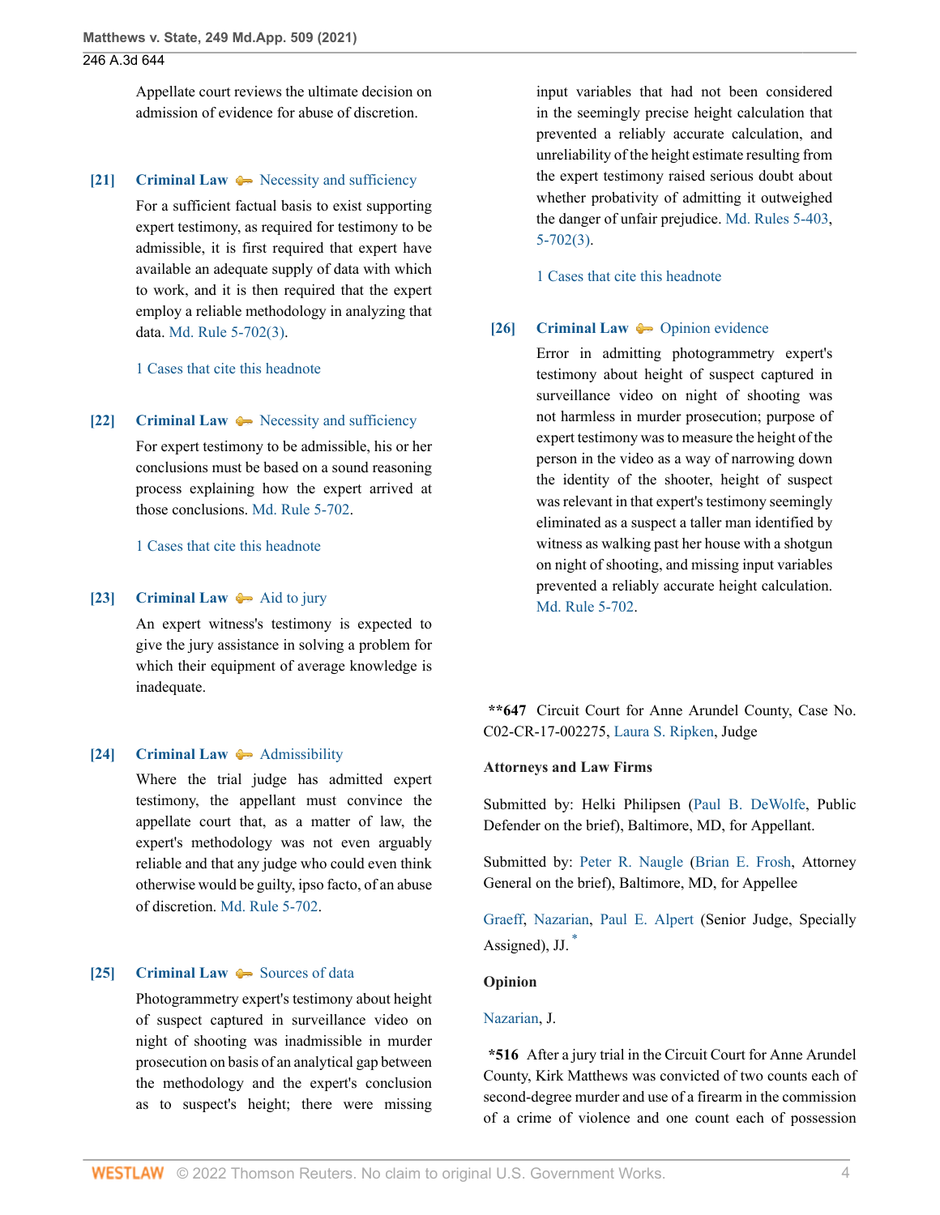Appellate court reviews the ultimate decision on admission of evidence for abuse of discretion.

**[21]** **Criminal Law** Necessity and sufficiency

For a sufficient factual basis to exist supporting expert testimony, as required for testimony to be admissible, it is first required that expert have available an adequate supply of data with which to work, and it is then required that the expert employ a reliable methodology in analyzing that data. Md. Rule 5-702(3).

1 Cases that cite this headnote

**[22]** **Criminal Law** Necessity and sufficiency

For expert testimony to be admissible, his or her conclusions must be based on a sound reasoning process explaining how the expert arrived at those conclusions. Md. Rule 5-702.

1 Cases that cite this headnote

**[23]** **Criminal Law** Aid to jury

An expert witness's testimony is expected to give the jury assistance in solving a problem for which their equipment of average knowledge is inadequate.

**[24]** **Criminal Law** Admissibility

Where the trial judge has admitted expert testimony, the appellant must convince the appellate court that, as a matter of law, the expert's methodology was not even arguably reliable and that any judge who could even think otherwise would be guilty, ipso facto, of an abuse of discretion. Md. Rule 5-702.

**[25]** **Criminal Law** Sources of data

Photogrammetry expert's testimony about height of suspect captured in surveillance video on night of shooting was inadmissible in murder prosecution on basis of an analytical gap between the methodology and the expert's conclusion as to suspect's height; there were missing input variables that had not been considered in the seemingly precise height calculation that prevented a reliably accurate calculation, and unreliability of the height estimate resulting from the expert testimony raised serious doubt about whether probativity of admitting it outweighed the danger of unfair prejudice. Md. Rules 5-403, 5-702(3).

1 Cases that cite this headnote

**[26]** **Criminal Law** Opinion evidence

Error in admitting photogrammetry expert's testimony about height of suspect captured in surveillance video on night of shooting was not harmless in murder prosecution; purpose of expert testimony was to measure the height of the person in the video as a way of narrowing down the identity of the shooter, height of suspect was relevant in that expert's testimony seemingly eliminated as a suspect a taller man identified by witness as walking past her house with a shotgun on night of shooting, and missing input variables prevented a reliably accurate height calculation. Md. Rule 5-702.

**\*\*647** Circuit Court for Anne Arundel County, Case No. C02-CR-17-002275, Laura S. Ripken, Judge

**Attorneys and Law Firms**

Submitted by: Helki Philipsen (Paul B. DeWolfe, Public Defender on the brief), Baltimore, MD, for Appellant.

Submitted by: Peter R. Naugle (Brian E. Frosh, Attorney General on the brief), Baltimore, MD, for Appellee

Graeff, Nazarian, Paul E. Alpert (Senior Judge, Specially Assigned), JJ.*

**Opinion**

Nazarian, J.

**\*516** After a jury trial in the Circuit Court for Anne Arundel County, Kirk Matthews was convicted of two counts each of second-degree murder and use of a firearm in the commission of a crime of violence and one count each of possession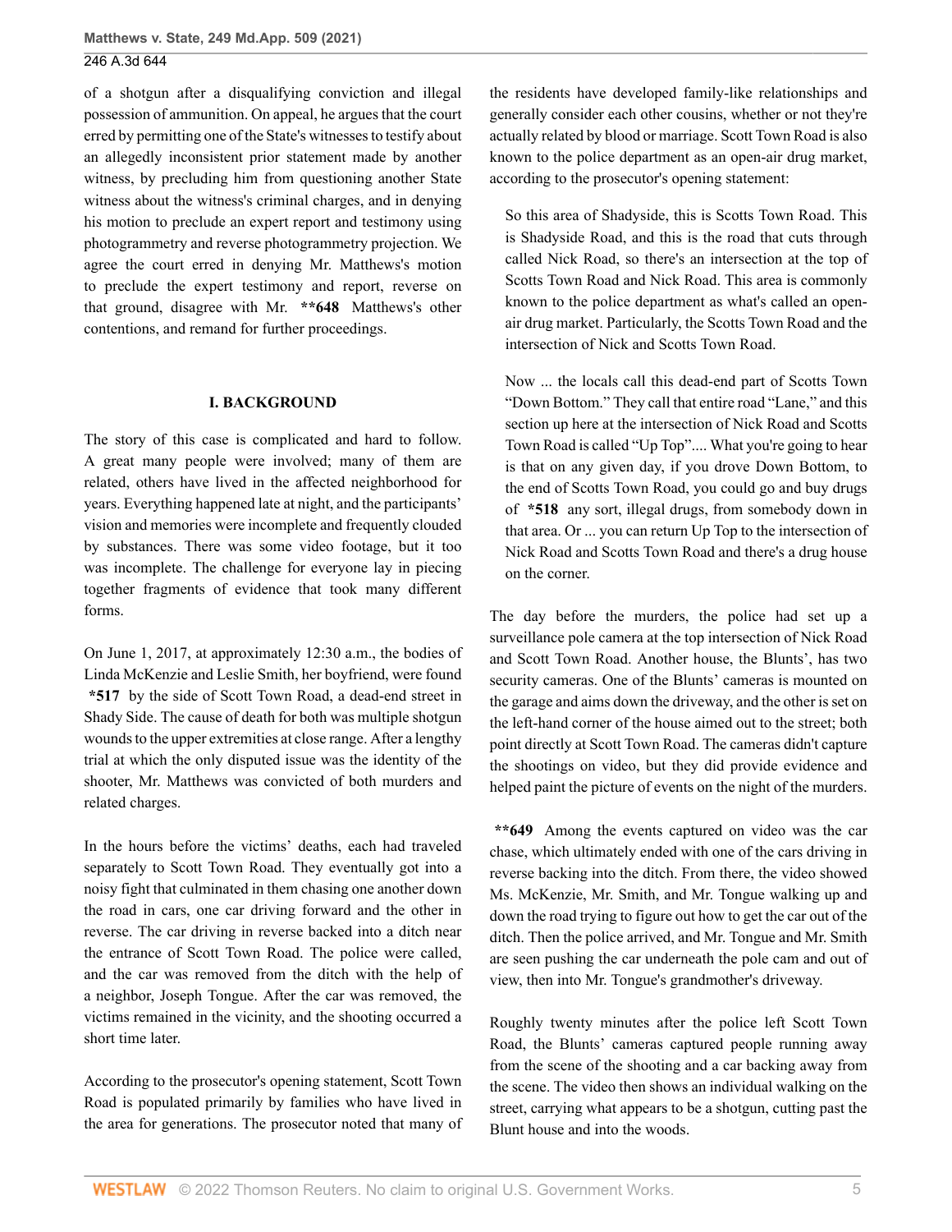of a shotgun after a disqualifying conviction and illegal possession of ammunition. On appeal, he argues that the court erred by permitting one of the State's witnesses to testify about an allegedly inconsistent prior statement made by another witness, by precluding him from questioning another State witness about the witness's criminal charges, and in denying his motion to preclude an expert report and testimony using photogrammetry and reverse photogrammetry projection. We agree the court erred in denying Mr. Matthews's motion to preclude the expert testimony and report, reverse on that ground, disagree with Mr. **648 Matthews's other contentions, and remand for further proceedings.

## I. BACKGROUND

The story of this case is complicated and hard to follow. A great many people were involved; many of them are related, others have lived in the affected neighborhood for years. Everything happened late at night, and the participants' vision and memories were incomplete and frequently clouded by substances. There was some video footage, but it too was incomplete. The challenge for everyone lay in piecing together fragments of evidence that took many different forms.

On June 1, 2017, at approximately 12:30 a.m., the bodies of Linda McKenzie and Leslie Smith, her boyfriend, were found *517 by the side of Scott Town Road, a dead-end street in Shady Side. The cause of death for both was multiple shotgun wounds to the upper extremities at close range. After a lengthy trial at which the only disputed issue was the identity of the shooter, Mr. Matthews was convicted of both murders and related charges.

In the hours before the victims' deaths, each had traveled separately to Scott Town Road. They eventually got into a noisy fight that culminated in them chasing one another down the road in cars, one car driving forward and the other in reverse. The car driving in reverse backed into a ditch near the entrance of Scott Town Road. The police were called, and the car was removed from the ditch with the help of a neighbor, Joseph Tongue. After the car was removed, the victims remained in the vicinity, and the shooting occurred a short time later.

According to the prosecutor's opening statement, Scott Town Road is populated primarily by families who have lived in the area for generations. The prosecutor noted that many of the residents have developed family-like relationships and generally consider each other cousins, whether or not they're actually related by blood or marriage. Scott Town Road is also known to the police department as an open-air drug market, according to the prosecutor's opening statement:

> So this area of Shadyside, this is Scotts Town Road. This is Shadyside Road, and this is the road that cuts through called Nick Road, so there's an intersection at the top of Scotts Town Road and Nick Road. This area is commonly known to the police department as what's called an open-air drug market. Particularly, the Scotts Town Road and the intersection of Nick and Scotts Town Road.
>
> Now ... the locals call this dead-end part of Scotts Town "Down Bottom." They call that entire road "Lane," and this section up here at the intersection of Nick Road and Scotts Town Road is called "Up Top".... What you're going to hear is that on any given day, if you drove Down Bottom, to the end of Scotts Town Road, you could go and buy drugs of *518 any sort, illegal drugs, from somebody down in that area. Or ... you can return Up Top to the intersection of Nick Road and Scotts Town Road and there's a drug house on the corner.

The day before the murders, the police had set up a surveillance pole camera at the top intersection of Nick Road and Scott Town Road. Another house, the Blunts', has two security cameras. One of the Blunts' cameras is mounted on the garage and aims down the driveway, and the other is set on the left-hand corner of the house aimed out to the street; both point directly at Scott Town Road. The cameras didn't capture the shootings on video, but they did provide evidence and helped paint the picture of events on the night of the murders.

**649 Among the events captured on video was the car chase, which ultimately ended with one of the cars driving in reverse backing into the ditch. From there, the video showed Ms. McKenzie, Mr. Smith, and Mr. Tongue walking up and down the road trying to figure out how to get the car out of the ditch. Then the police arrived, and Mr. Tongue and Mr. Smith are seen pushing the car underneath the pole cam and out of view, then into Mr. Tongue's grandmother's driveway.

Roughly twenty minutes after the police left Scott Town Road, the Blunts' cameras captured people running away from the scene of the shooting and a car backing away from the scene. The video then shows an individual walking on the street, carrying what appears to be a shotgun, cutting past the Blunt house and into the woods.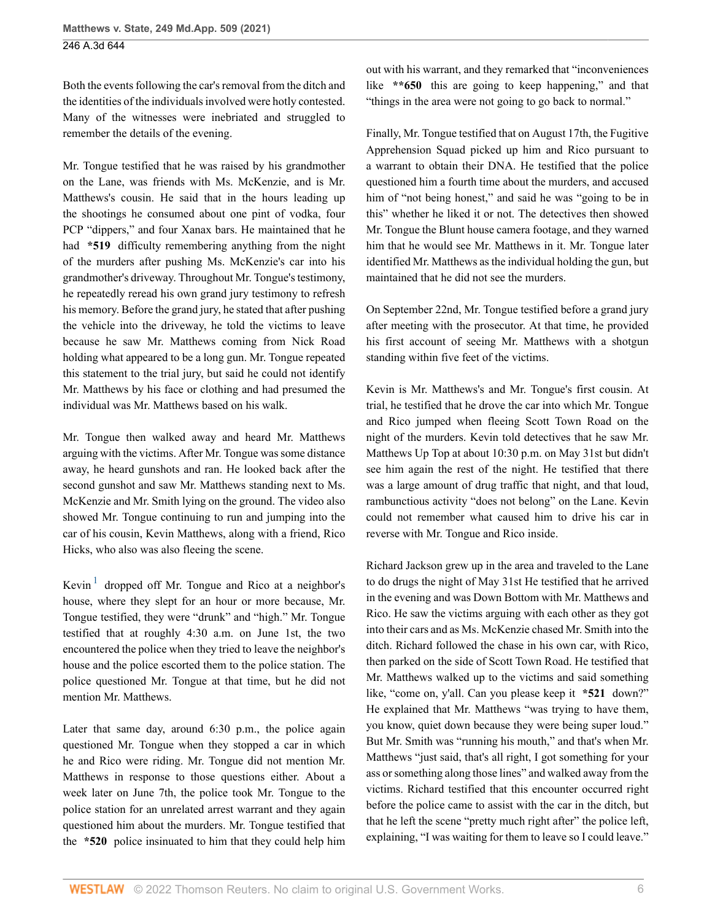Both the events following the car's removal from the ditch and the identities of the individuals involved were hotly contested. Many of the witnesses were inebriated and struggled to remember the details of the evening.

Mr. Tongue testified that he was raised by his grandmother on the Lane, was friends with Ms. McKenzie, and is Mr. Matthews's cousin. He said that in the hours leading up the shootings he consumed about one pint of vodka, four PCP "dippers," and four Xanax bars. He maintained that he had **\*519** difficulty remembering anything from the night of the murders after pushing Ms. McKenzie's car into his grandmother's driveway. Throughout Mr. Tongue's testimony, he repeatedly reread his own grand jury testimony to refresh his memory. Before the grand jury, he stated that after pushing the vehicle into the driveway, he told the victims to leave because he saw Mr. Matthews coming from Nick Road holding what appeared to be a long gun. Mr. Tongue repeated this statement to the trial jury, but said he could not identify Mr. Matthews by his face or clothing and had presumed the individual was Mr. Matthews based on his walk.

Mr. Tongue then walked away and heard Mr. Matthews arguing with the victims. After Mr. Tongue was some distance away, he heard gunshots and ran. He looked back after the second gunshot and saw Mr. Matthews standing next to Ms. McKenzie and Mr. Smith lying on the ground. The video also showed Mr. Tongue continuing to run and jumping into the car of his cousin, Kevin Matthews, along with a friend, Rico Hicks, who also was also fleeing the scene.

Kevin[1] dropped off Mr. Tongue and Rico at a neighbor's house, where they slept for an hour or more because, Mr. Tongue testified, they were "drunk" and "high." Mr. Tongue testified that at roughly 4:30 a.m. on June 1st, the two encountered the police when they tried to leave the neighbor's house and the police escorted them to the police station. The police questioned Mr. Tongue at that time, but he did not mention Mr. Matthews.

Later that same day, around 6:30 p.m., the police again questioned Mr. Tongue when they stopped a car in which he and Rico were riding. Mr. Tongue did not mention Mr. Matthews in response to those questions either. About a week later on June 7th, the police took Mr. Tongue to the police station for an unrelated arrest warrant and they again questioned him about the murders. Mr. Tongue testified that the **\*520** police insinuated to him that they could help him out with his warrant, and they remarked that "inconveniences like **\*\*650** this are going to keep happening," and that "things in the area were not going to go back to normal."

Finally, Mr. Tongue testified that on August 17th, the Fugitive Apprehension Squad picked up him and Rico pursuant to a warrant to obtain their DNA. He testified that the police questioned him a fourth time about the murders, and accused him of "not being honest," and said he was "going to be in this" whether he liked it or not. The detectives then showed Mr. Tongue the Blunt house camera footage, and they warned him that he would see Mr. Matthews in it. Mr. Tongue later identified Mr. Matthews as the individual holding the gun, but maintained that he did not see the murders.

On September 22nd, Mr. Tongue testified before a grand jury after meeting with the prosecutor. At that time, he provided his first account of seeing Mr. Matthews with a shotgun standing within five feet of the victims.

Kevin is Mr. Matthews's and Mr. Tongue's first cousin. At trial, he testified that he drove the car into which Mr. Tongue and Rico jumped when fleeing Scott Town Road on the night of the murders. Kevin told detectives that he saw Mr. Matthews Up Top at about 10:30 p.m. on May 31st but didn't see him again the rest of the night. He testified that there was a large amount of drug traffic that night, and that loud, rambunctious activity "does not belong" on the Lane. Kevin could not remember what caused him to drive his car in reverse with Mr. Tongue and Rico inside.

Richard Jackson grew up in the area and traveled to the Lane to do drugs the night of May 31st He testified that he arrived in the evening and was Down Bottom with Mr. Matthews and Rico. He saw the victims arguing with each other as they got into their cars and as Ms. McKenzie chased Mr. Smith into the ditch. Richard followed the chase in his own car, with Rico, then parked on the side of Scott Town Road. He testified that Mr. Matthews walked up to the victims and said something like, "come on, y'all. Can you please keep it **\*521** down?" He explained that Mr. Matthews "was trying to have them, you know, quiet down because they were being super loud." But Mr. Smith was "running his mouth," and that's when Mr. Matthews "just said, that's all right, I got something for your ass or something along those lines" and walked away from the victims. Richard testified that this encounter occurred right before the police came to assist with the car in the ditch, but that he left the scene "pretty much right after" the police left, explaining, "I was waiting for them to leave so I could leave."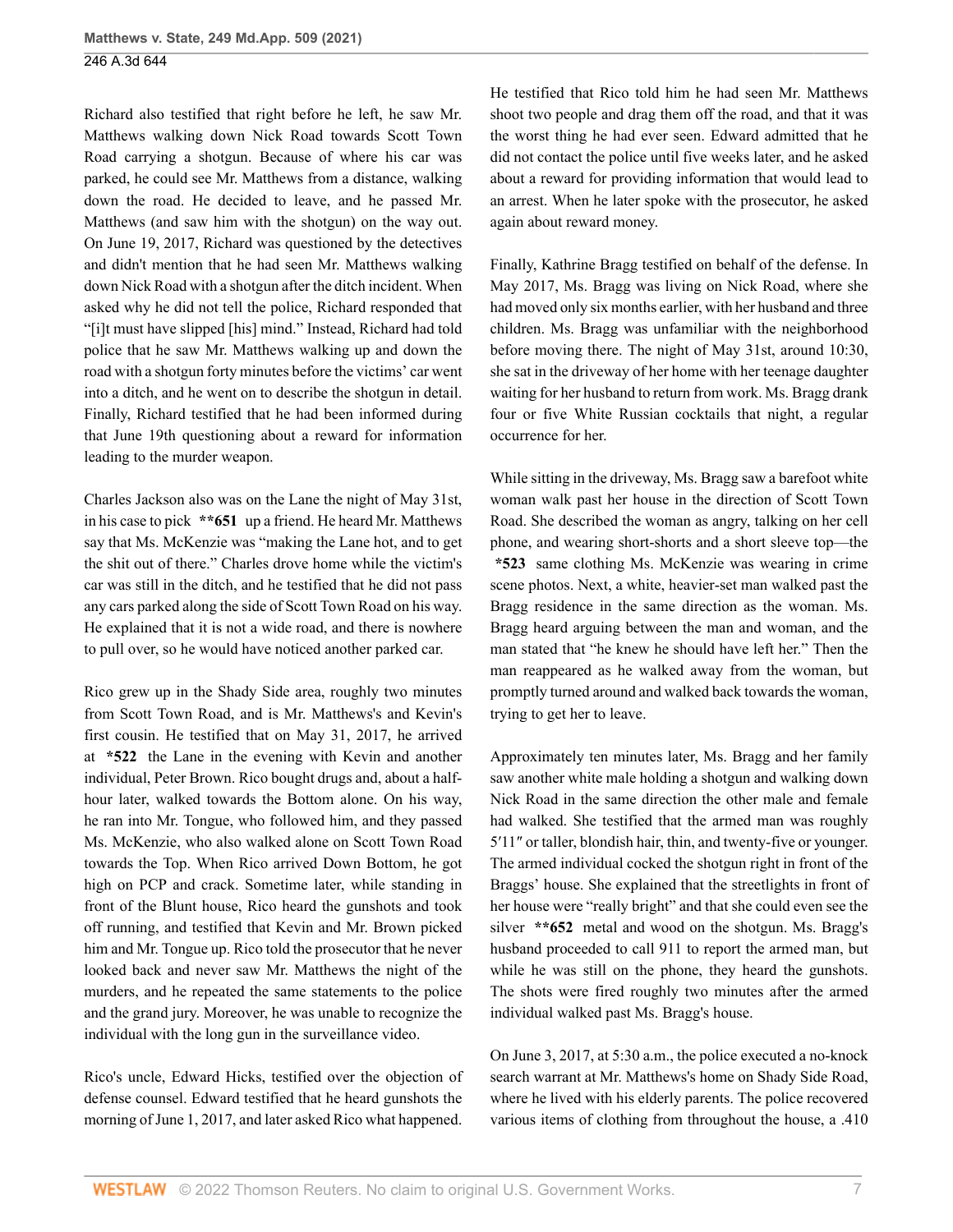Richard also testified that right before he left, he saw Mr. Matthews walking down Nick Road towards Scott Town Road carrying a shotgun. Because of where his car was parked, he could see Mr. Matthews from a distance, walking down the road. He decided to leave, and he passed Mr. Matthews (and saw him with the shotgun) on the way out. On June 19, 2017, Richard was questioned by the detectives and didn't mention that he had seen Mr. Matthews walking down Nick Road with a shotgun after the ditch incident. When asked why he did not tell the police, Richard responded that "[i]t must have slipped [his] mind." Instead, Richard had told police that he saw Mr. Matthews walking up and down the road with a shotgun forty minutes before the victims' car went into a ditch, and he went on to describe the shotgun in detail. Finally, Richard testified that he had been informed during that June 19th questioning about a reward for information leading to the murder weapon.

Charles Jackson also was on the Lane the night of May 31st, in his case to pick **651 up a friend. He heard Mr. Matthews say that Ms. McKenzie was "making the Lane hot, and to get the shit out of there." Charles drove home while the victim's car was still in the ditch, and he testified that he did not pass any cars parked along the side of Scott Town Road on his way. He explained that it is not a wide road, and there is nowhere to pull over, so he would have noticed another parked car.

Rico grew up in the Shady Side area, roughly two minutes from Scott Town Road, and is Mr. Matthews's and Kevin's first cousin. He testified that on May 31, 2017, he arrived at *522 the Lane in the evening with Kevin and another individual, Peter Brown. Rico bought drugs and, about a half-hour later, walked towards the Bottom alone. On his way, he ran into Mr. Tongue, who followed him, and they passed Ms. McKenzie, who also walked alone on Scott Town Road towards the Top. When Rico arrived Down Bottom, he got high on PCP and crack. Sometime later, while standing in front of the Blunt house, Rico heard the gunshots and took off running, and testified that Kevin and Mr. Brown picked him and Mr. Tongue up. Rico told the prosecutor that he never looked back and never saw Mr. Matthews the night of the murders, and he repeated the same statements to the police and the grand jury. Moreover, he was unable to recognize the individual with the long gun in the surveillance video.

Rico's uncle, Edward Hicks, testified over the objection of defense counsel. Edward testified that he heard gunshots the morning of June 1, 2017, and later asked Rico what happened. He testified that Rico told him he had seen Mr. Matthews shoot two people and drag them off the road, and that it was the worst thing he had ever seen. Edward admitted that he did not contact the police until five weeks later, and he asked about a reward for providing information that would lead to an arrest. When he later spoke with the prosecutor, he asked again about reward money.

Finally, Kathrine Bragg testified on behalf of the defense. In May 2017, Ms. Bragg was living on Nick Road, where she had moved only six months earlier, with her husband and three children. Ms. Bragg was unfamiliar with the neighborhood before moving there. The night of May 31st, around 10:30, she sat in the driveway of her home with her teenage daughter waiting for her husband to return from work. Ms. Bragg drank four or five White Russian cocktails that night, a regular occurrence for her.

While sitting in the driveway, Ms. Bragg saw a barefoot white woman walk past her house in the direction of Scott Town Road. She described the woman as angry, talking on her cell phone, and wearing short-shorts and a short sleeve top—the *523 same clothing Ms. McKenzie was wearing in crime scene photos. Next, a white, heavier-set man walked past the Bragg residence in the same direction as the woman. Ms. Bragg heard arguing between the man and woman, and the man stated that "he knew he should have left her." Then the man reappeared as he walked away from the woman, but promptly turned around and walked back towards the woman, trying to get her to leave.

Approximately ten minutes later, Ms. Bragg and her family saw another white male holding a shotgun and walking down Nick Road in the same direction the other male and female had walked. She testified that the armed man was roughly 5′11″ or taller, blondish hair, thin, and twenty-five or younger. The armed individual cocked the shotgun right in front of the Braggs' house. She explained that the streetlights in front of her house were "really bright" and that she could even see the silver **652 metal and wood on the shotgun. Ms. Bragg's husband proceeded to call 911 to report the armed man, but while he was still on the phone, they heard the gunshots. The shots were fired roughly two minutes after the armed individual walked past Ms. Bragg's house.

On June 3, 2017, at 5:30 a.m., the police executed a no-knock search warrant at Mr. Matthews's home on Shady Side Road, where he lived with his elderly parents. The police recovered various items of clothing from throughout the house, a .410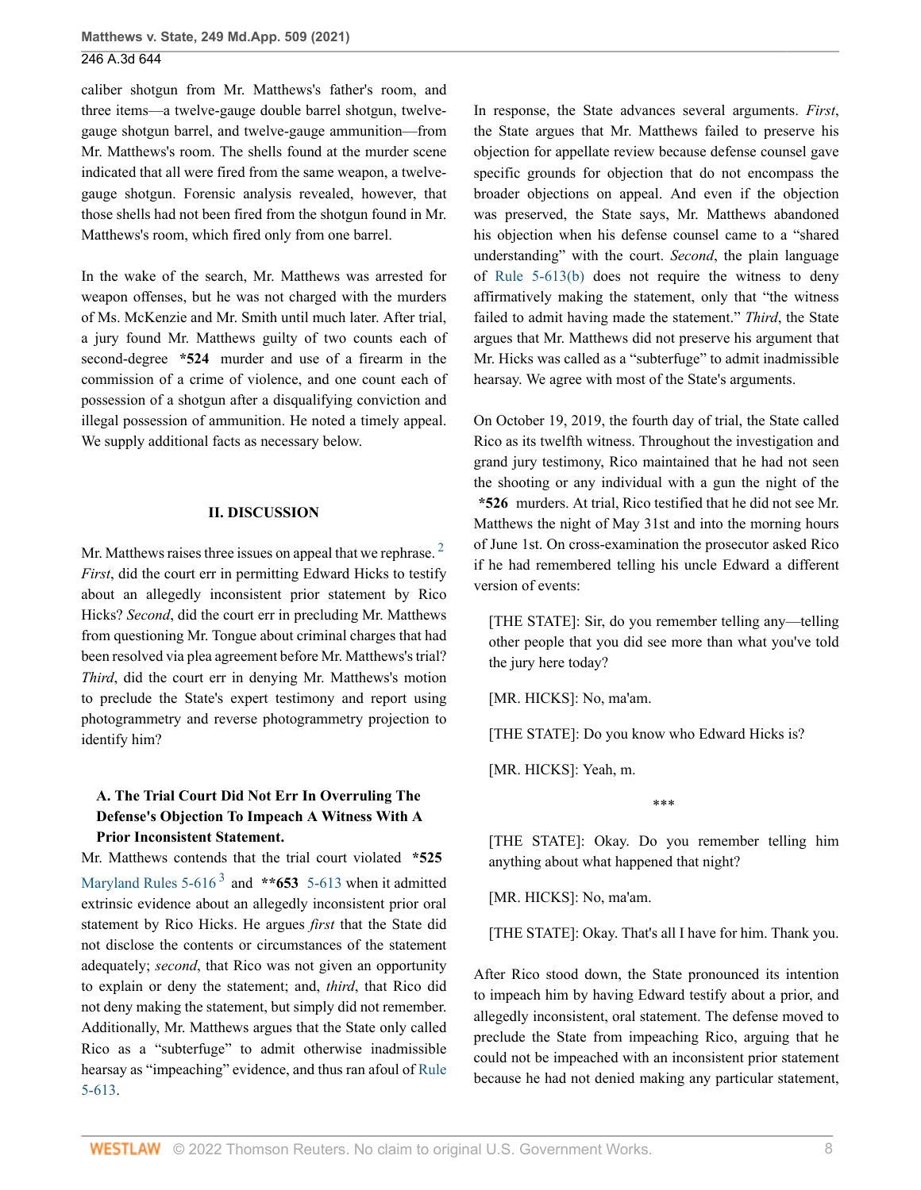caliber shotgun from Mr. Matthews's father's room, and three items—a twelve-gauge double barrel shotgun, twelve-gauge shotgun barrel, and twelve-gauge ammunition—from Mr. Matthews's room. The shells found at the murder scene indicated that all were fired from the same weapon, a twelve-gauge shotgun. Forensic analysis revealed, however, that those shells had not been fired from the shotgun found in Mr. Matthews's room, which fired only from one barrel.

In the wake of the search, Mr. Matthews was arrested for weapon offenses, but he was not charged with the murders of Ms. McKenzie and Mr. Smith until much later. After trial, a jury found Mr. Matthews guilty of two counts each of second-degree **\*524** murder and use of a firearm in the commission of a crime of violence, and one count each of possession of a shotgun after a disqualifying conviction and illegal possession of ammunition. He noted a timely appeal. We supply additional facts as necessary below.

## II. DISCUSSION

Mr. Matthews raises three issues on appeal that we rephrase. [2] *First*, did the court err in permitting Edward Hicks to testify about an allegedly inconsistent prior statement by Rico Hicks? *Second*, did the court err in precluding Mr. Matthews from questioning Mr. Tongue about criminal charges that had been resolved via plea agreement before Mr. Matthews's trial? *Third*, did the court err in denying Mr. Matthews's motion to preclude the State's expert testimony and report using photogrammetry and reverse photogrammetry projection to identify him?

### A. The Trial Court Did Not Err In Overruling The Defense's Objection To Impeach A Witness With A Prior Inconsistent Statement.

Mr. Matthews contends that the trial court violated **\*525** Maryland Rules 5-616 [3] and **\*\*653** 5-613 when it admitted extrinsic evidence about an allegedly inconsistent prior oral statement by Rico Hicks. He argues *first* that the State did not disclose the contents or circumstances of the statement adequately; *second*, that Rico was not given an opportunity to explain or deny the statement; and, *third*, that Rico did not deny making the statement, but simply did not remember. Additionally, Mr. Matthews argues that the State only called Rico as a "subterfuge" to admit otherwise inadmissible hearsay as "impeaching" evidence, and thus ran afoul of Rule 5-613.

In response, the State advances several arguments. *First*, the State argues that Mr. Matthews failed to preserve his objection for appellate review because defense counsel gave specific grounds for objection that do not encompass the broader objections on appeal. And even if the objection was preserved, the State says, Mr. Matthews abandoned his objection when his defense counsel came to a "shared understanding" with the court. *Second*, the plain language of Rule 5-613(b) does not require the witness to deny affirmatively making the statement, only that "the witness failed to admit having made the statement." *Third*, the State argues that Mr. Matthews did not preserve his argument that Mr. Hicks was called as a "subterfuge" to admit inadmissible hearsay. We agree with most of the State's arguments.

On October 19, 2019, the fourth day of trial, the State called Rico as its twelfth witness. Throughout the investigation and grand jury testimony, Rico maintained that he had not seen the shooting or any individual with a gun the night of the **\*526** murders. At trial, Rico testified that he did not see Mr. Matthews the night of May 31st and into the morning hours of June 1st. On cross-examination the prosecutor asked Rico if he had remembered telling his uncle Edward a different version of events:

> [THE STATE]: Sir, do you remember telling any—telling other people that you did see more than what you've told the jury here today?
>
> [MR. HICKS]: No, ma'am.
>
> [THE STATE]: Do you know who Edward Hicks is?
>
> [MR. HICKS]: Yeah, m.
>
> \*\*\*
>
> [THE STATE]: Okay. Do you remember telling him anything about what happened that night?
>
> [MR. HICKS]: No, ma'am.
>
> [THE STATE]: Okay. That's all I have for him. Thank you.

After Rico stood down, the State pronounced its intention to impeach him by having Edward testify about a prior, and allegedly inconsistent, oral statement. The defense moved to preclude the State from impeaching Rico, arguing that he could not be impeached with an inconsistent prior statement because he had not denied making any particular statement,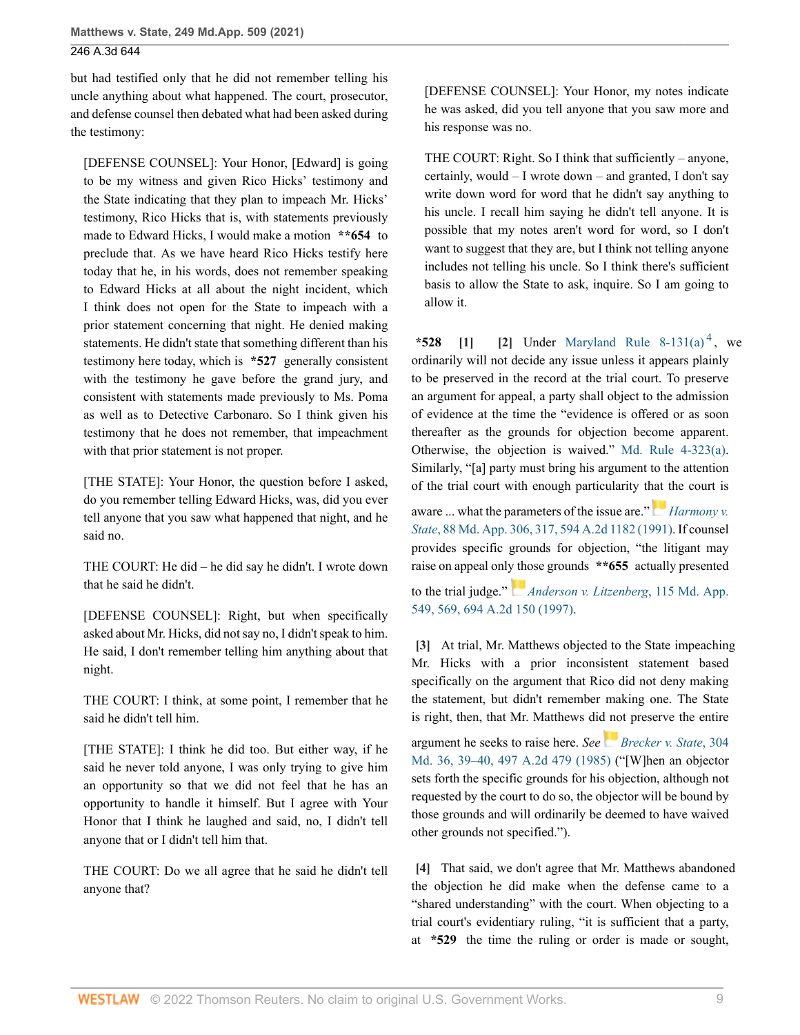but had testified only that he did not remember telling his uncle anything about what happened. The court, prosecutor, and defense counsel then debated what had been asked during the testimony:

> [DEFENSE COUNSEL]: Your Honor, [Edward] is going to be my witness and given Rico Hicks' testimony and the State indicating that they plan to impeach Mr. Hicks' testimony, Rico Hicks that is, with statements previously made to Edward Hicks, I would make a motion **\*\*654** to preclude that. As we have heard Rico Hicks testify here today that he, in his words, does not remember speaking to Edward Hicks at all about the night incident, which I think does not open for the State to impeach with a prior statement concerning that night. He denied making statements. He didn't state that something different than his testimony here today, which is **\*527** generally consistent with the testimony he gave before the grand jury, and consistent with statements made previously to Ms. Poma as well as to Detective Carbonaro. So I think given his testimony that he does not remember, that impeachment with that prior statement is not proper.
>
> [THE STATE]: Your Honor, the question before I asked, do you remember telling Edward Hicks, was, did you ever tell anyone that you saw what happened that night, and he said no.
>
> THE COURT: He did – he did say he didn't. I wrote down that he said he didn't.
>
> [DEFENSE COUNSEL]: Right, but when specifically asked about Mr. Hicks, did not say no, I didn't speak to him. He said, I don't remember telling him anything about that night.
>
> THE COURT: I think, at some point, I remember that he said he didn't tell him.
>
> [THE STATE]: I think he did too. But either way, if he said he never told anyone, I was only trying to give him an opportunity so that we did not feel that he has an opportunity to handle it himself. But I agree with Your Honor that I think he laughed and said, no, I didn't tell anyone that or I didn't tell him that.
>
> THE COURT: Do we all agree that he said he didn't tell anyone that?
>
> [DEFENSE COUNSEL]: Your Honor, my notes indicate he was asked, did you tell anyone that you saw more and his response was no.
>
> THE COURT: Right. So I think that sufficiently – anyone, certainly, would – I wrote down – and granted, I don't say write down word for word that he didn't say anything to his uncle. I recall him saying he didn't tell anyone. It is possible that my notes aren't word for word, so I don't want to suggest that they are, but I think not telling anyone includes not telling his uncle. So I think there's sufficient basis to allow the State to ask, inquire. So I am going to allow it.

**\*528** **[1]** **[2]** Under Maryland Rule 8-131(a)[4], we ordinarily will not decide any issue unless it appears plainly to be preserved in the record at the trial court. To preserve an argument for appeal, a party shall object to the admission of evidence at the time the "evidence is offered or as soon thereafter as the grounds for objection become apparent. Otherwise, the objection is waived." Md. Rule 4-323(a). Similarly, "[a] party must bring his argument to the attention of the trial court with enough particularity that the court is aware ... what the parameters of the issue are." *Harmony v. State*, 88 Md. App. 306, 317, 594 A.2d 1182 (1991). If counsel provides specific grounds for objection, "the litigant may raise on appeal only those grounds **\*\*655** actually presented to the trial judge." *Anderson v. Litzenberg*, 115 Md. App. 549, 569, 694 A.2d 150 (1997).

**[3]** At trial, Mr. Matthews objected to the State impeaching Mr. Hicks with a prior inconsistent statement based specifically on the argument that Rico did not deny making the statement, but didn't remember making one. The State is right, then, that Mr. Matthews did not preserve the entire argument he seeks to raise here. *See* *Brecker v. State*, 304 Md. 36, 39–40, 497 A.2d 479 (1985) ("[W]hen an objector sets forth the specific grounds for his objection, although not requested by the court to do so, the objector will be bound by those grounds and will ordinarily be deemed to have waived other grounds not specified.").

**[4]** That said, we don't agree that Mr. Matthews abandoned the objection he did make when the defense came to a "shared understanding" with the court. When objecting to a trial court's evidentiary ruling, "it is sufficient that a party, at **\*529** the time the ruling or order is made or sought,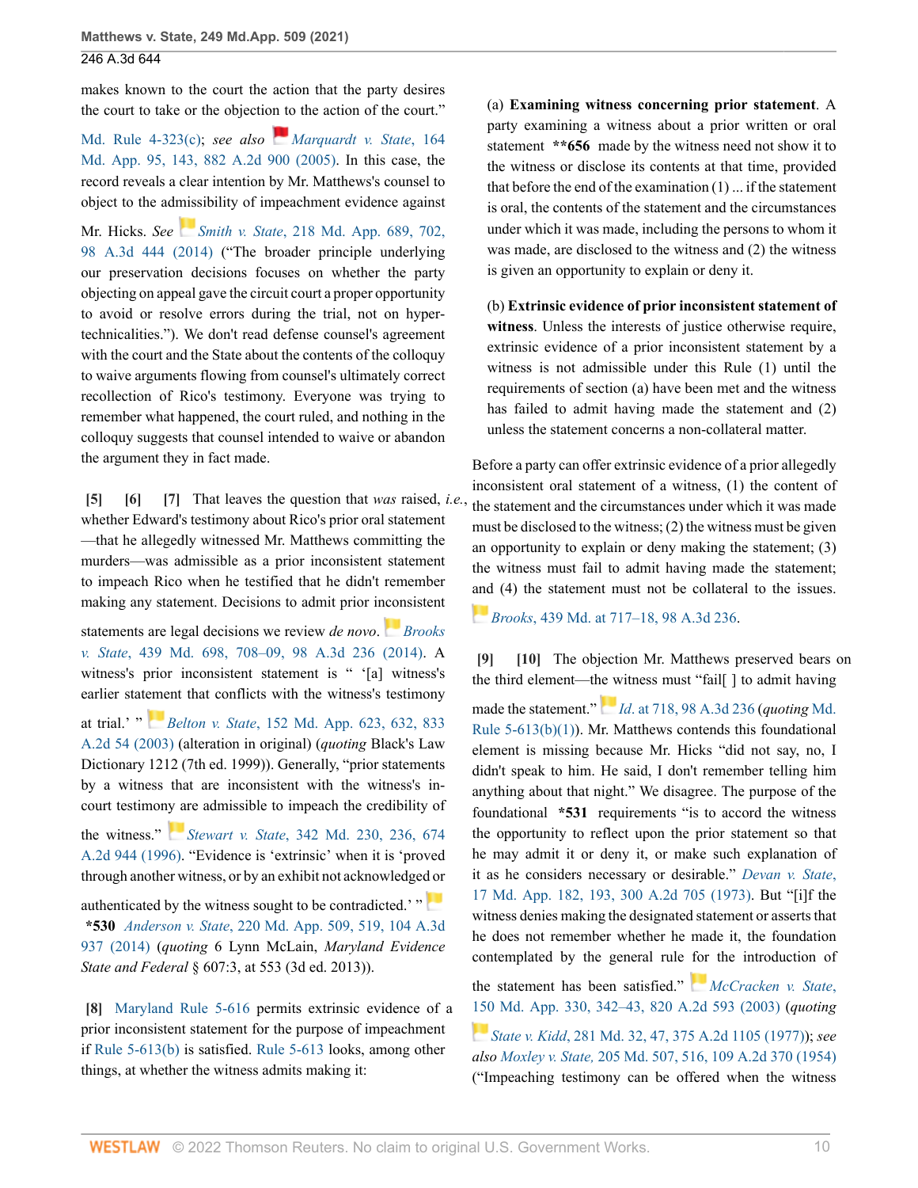makes known to the court the action that the party desires the court to take or the objection to the action of the court." Md. Rule 4-323(c); *see also* *Marquardt v. State*, 164 Md. App. 95, 143, 882 A.2d 900 (2005). In this case, the record reveals a clear intention by Mr. Matthews's counsel to object to the admissibility of impeachment evidence against Mr. Hicks. *See* *Smith v. State*, 218 Md. App. 689, 702, 98 A.3d 444 (2014) ("The broader principle underlying our preservation decisions focuses on whether the party objecting on appeal gave the circuit court a proper opportunity to avoid or resolve errors during the trial, not on hyper-technicalities."). We don't read defense counsel's agreement with the court and the State about the contents of the colloquy to waive arguments flowing from counsel's ultimately correct recollection of Rico's testimony. Everyone was trying to remember what happened, the court ruled, and nothing in the colloquy suggests that counsel intended to waive or abandon the argument they in fact made.

**[5] [6] [7]** That leaves the question that *was* raised, *i.e.*, whether Edward's testimony about Rico's prior oral statement —that he allegedly witnessed Mr. Matthews committing the murders—was admissible as a prior inconsistent statement to impeach Rico when he testified that he didn't remember making any statement. Decisions to admit prior inconsistent statements are legal decisions we review *de novo*. *Brooks v. State*, 439 Md. 698, 708–09, 98 A.3d 236 (2014). A witness's prior inconsistent statement is " '[a] witness's earlier statement that conflicts with the witness's testimony at trial.' " *Belton v. State*, 152 Md. App. 623, 632, 833 A.2d 54 (2003) (alteration in original) (*quoting* Black's Law Dictionary 1212 (7th ed. 1999)). Generally, "prior statements by a witness that are inconsistent with the witness's in-court testimony are admissible to impeach the credibility of the witness." *Stewart v. State*, 342 Md. 230, 236, 674 A.2d 944 (1996). "Evidence is 'extrinsic' when it is 'proved through another witness, or by an exhibit not acknowledged or authenticated by the witness sought to be contradicted.' " **\*530** *Anderson v. State*, 220 Md. App. 509, 519, 104 A.3d 937 (2014) (*quoting* 6 Lynn McLain, *Maryland Evidence State and Federal* § 607:3, at 553 (3d ed. 2013)).

**[8]** Maryland Rule 5-616 permits extrinsic evidence of a prior inconsistent statement for the purpose of impeachment if Rule 5-613(b) is satisfied. Rule 5-613 looks, among other things, at whether the witness admits making it:

> (a) **Examining witness concerning prior statement**. A party examining a witness about a prior written or oral statement **\*\*656** made by the witness need not show it to the witness or disclose its contents at that time, provided that before the end of the examination (1) ... if the statement is oral, the contents of the statement and the circumstances under which it was made, including the persons to whom it was made, are disclosed to the witness and (2) the witness is given an opportunity to explain or deny it.
>
> (b) **Extrinsic evidence of prior inconsistent statement of witness**. Unless the interests of justice otherwise require, extrinsic evidence of a prior inconsistent statement by a witness is not admissible under this Rule (1) until the requirements of section (a) have been met and the witness has failed to admit having made the statement and (2) unless the statement concerns a non-collateral matter.

Before a party can offer extrinsic evidence of a prior allegedly inconsistent oral statement of a witness, (1) the content of the statement and the circumstances under which it was made must be disclosed to the witness; (2) the witness must be given an opportunity to explain or deny making the statement; (3) the witness must fail to admit having made the statement; and (4) the statement must not be collateral to the issues. *Brooks*, 439 Md. at 717–18, 98 A.3d 236.

**[9] [10]** The objection Mr. Matthews preserved bears on the third element—the witness must "fail[ ] to admit having made the statement." *Id*. at 718, 98 A.3d 236 (*quoting* Md. Rule 5-613(b)(1)). Mr. Matthews contends this foundational element is missing because Mr. Hicks "did not say, no, I didn't speak to him. He said, I don't remember telling him anything about that night." We disagree. The purpose of the foundational **\*531** requirements "is to accord the witness the opportunity to reflect upon the prior statement so that he may admit it or deny it, or make such explanation of it as he considers necessary or desirable." *Devan v. State*, 17 Md. App. 182, 193, 300 A.2d 705 (1973). But "[i]f the witness denies making the designated statement or asserts that he does not remember whether he made it, the foundation contemplated by the general rule for the introduction of the statement has been satisfied." *McCracken v. State*, 150 Md. App. 330, 342–43, 820 A.2d 593 (2003) (*quoting* *State v. Kidd*, 281 Md. 32, 47, 375 A.2d 1105 (1977)); *see also* *Moxley v. State*, 205 Md. 507, 516, 109 A.2d 370 (1954) ("Impeaching testimony can be offered when the witness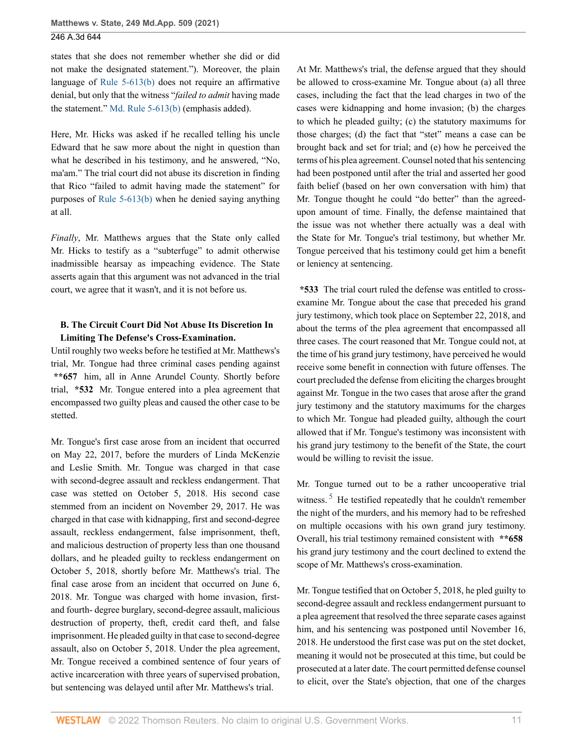states that she does not remember whether she did or did not make the designated statement."). Moreover, the plain language of Rule 5-613(b) does not require an affirmative denial, but only that the witness "*failed to admit* having made the statement." Md. Rule 5-613(b) (emphasis added).

Here, Mr. Hicks was asked if he recalled telling his uncle Edward that he saw more about the night in question than what he described in his testimony, and he answered, "No, ma'am." The trial court did not abuse its discretion in finding that Rico "failed to admit having made the statement" for purposes of Rule 5-613(b) when he denied saying anything at all.

*Finally*, Mr. Matthews argues that the State only called Mr. Hicks to testify as a "subterfuge" to admit otherwise inadmissible hearsay as impeaching evidence. The State asserts again that this argument was not advanced in the trial court, we agree that it wasn't, and it is not before us.

### B. The Circuit Court Did Not Abuse Its Discretion In Limiting The Defense's Cross-Examination.

Until roughly two weeks before he testified at Mr. Matthews's trial, Mr. Tongue had three criminal cases pending against **\*\*657** him, all in Anne Arundel County. Shortly before trial, **\*532** Mr. Tongue entered into a plea agreement that encompassed two guilty pleas and caused the other case to be stetted.

Mr. Tongue's first case arose from an incident that occurred on May 22, 2017, before the murders of Linda McKenzie and Leslie Smith. Mr. Tongue was charged in that case with second-degree assault and reckless endangerment. That case was stetted on October 5, 2018. His second case stemmed from an incident on November 29, 2017. He was charged in that case with kidnapping, first and second-degree assault, reckless endangerment, false imprisonment, theft, and malicious destruction of property less than one thousand dollars, and he pleaded guilty to reckless endangerment on October 5, 2018, shortly before Mr. Matthews's trial. The final case arose from an incident that occurred on June 6, 2018. Mr. Tongue was charged with home invasion, first- and fourth- degree burglary, second-degree assault, malicious destruction of property, theft, credit card theft, and false imprisonment. He pleaded guilty in that case to second-degree assault, also on October 5, 2018. Under the plea agreement, Mr. Tongue received a combined sentence of four years of active incarceration with three years of supervised probation, but sentencing was delayed until after Mr. Matthews's trial.

At Mr. Matthews's trial, the defense argued that they should be allowed to cross-examine Mr. Tongue about (a) all three cases, including the fact that the lead charges in two of the cases were kidnapping and home invasion; (b) the charges to which he pleaded guilty; (c) the statutory maximums for those charges; (d) the fact that "stet" means a case can be brought back and set for trial; and (e) how he perceived the terms of his plea agreement. Counsel noted that his sentencing had been postponed until after the trial and asserted her good faith belief (based on her own conversation with him) that Mr. Tongue thought he could "do better" than the agreed-upon amount of time. Finally, the defense maintained that the issue was not whether there actually was a deal with the State for Mr. Tongue's trial testimony, but whether Mr. Tongue perceived that his testimony could get him a benefit or leniency at sentencing.

**\*533** The trial court ruled the defense was entitled to cross-examine Mr. Tongue about the case that preceded his grand jury testimony, which took place on September 22, 2018, and about the terms of the plea agreement that encompassed all three cases. The court reasoned that Mr. Tongue could not, at the time of his grand jury testimony, have perceived he would receive some benefit in connection with future offenses. The court precluded the defense from eliciting the charges brought against Mr. Tongue in the two cases that arose after the grand jury testimony and the statutory maximums for the charges to which Mr. Tongue had pleaded guilty, although the court allowed that if Mr. Tongue's testimony was inconsistent with his grand jury testimony to the benefit of the State, the court would be willing to revisit the issue.

Mr. Tongue turned out to be a rather uncooperative trial witness.[5] He testified repeatedly that he couldn't remember the night of the murders, and his memory had to be refreshed on multiple occasions with his own grand jury testimony. Overall, his trial testimony remained consistent with **\*\*658** his grand jury testimony and the court declined to extend the scope of Mr. Matthews's cross-examination.

Mr. Tongue testified that on October 5, 2018, he pled guilty to second-degree assault and reckless endangerment pursuant to a plea agreement that resolved the three separate cases against him, and his sentencing was postponed until November 16, 2018. He understood the first case was put on the stet docket, meaning it would not be prosecuted at this time, but could be prosecuted at a later date. The court permitted defense counsel to elicit, over the State's objection, that one of the charges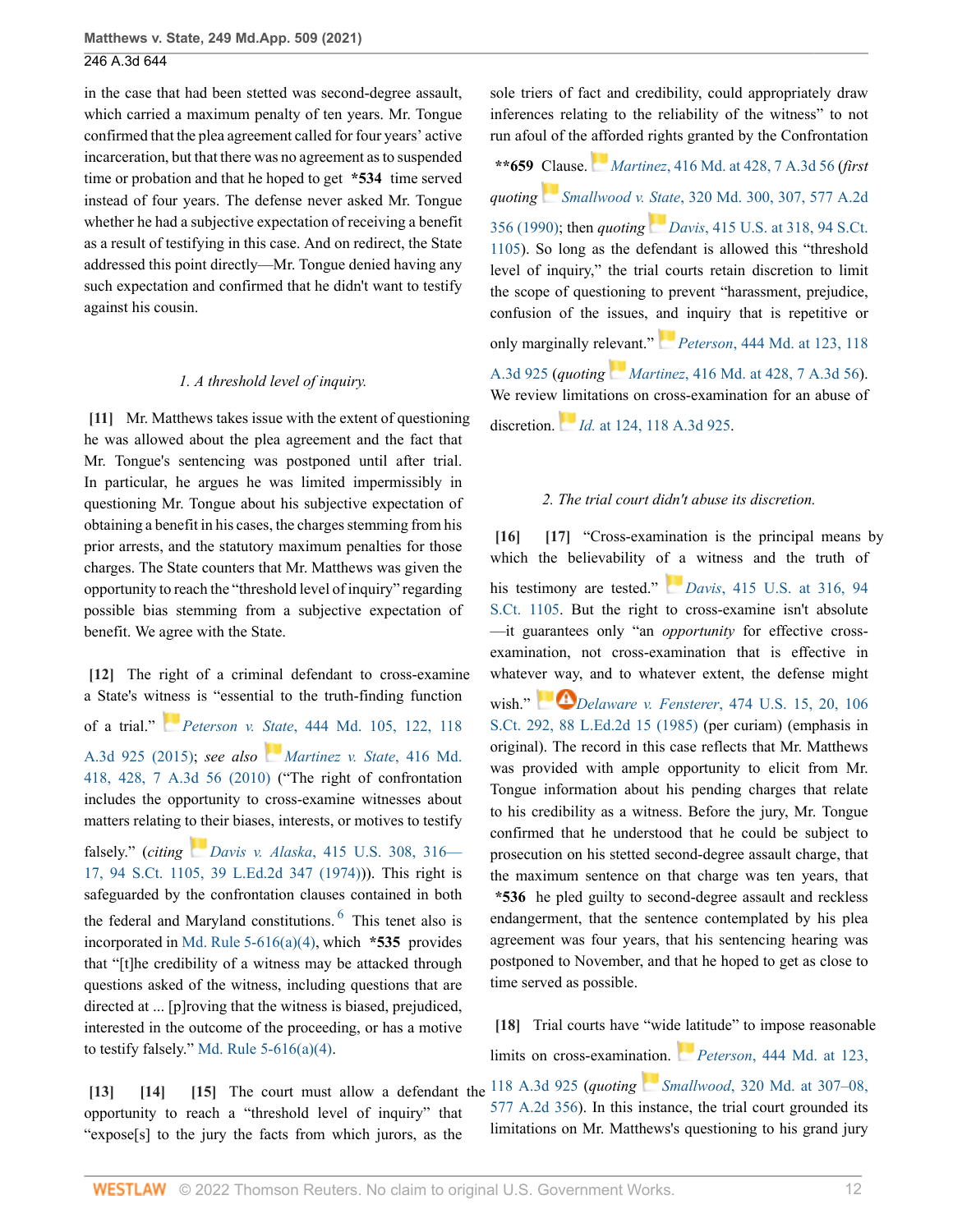in the case that had been stetted was second-degree assault, which carried a maximum penalty of ten years. Mr. Tongue confirmed that the plea agreement called for four years' active incarceration, but that there was no agreement as to suspended time or probation and that he hoped to get **\*534** time served instead of four years. The defense never asked Mr. Tongue whether he had a subjective expectation of receiving a benefit as a result of testifying in this case. And on redirect, the State addressed this point directly—Mr. Tongue denied having any such expectation and confirmed that he didn't want to testify against his cousin.

*1. A threshold level of inquiry.*

**[11]** Mr. Matthews takes issue with the extent of questioning he was allowed about the plea agreement and the fact that Mr. Tongue's sentencing was postponed until after trial. In particular, he argues he was limited impermissibly in questioning Mr. Tongue about his subjective expectation of obtaining a benefit in his cases, the charges stemming from his prior arrests, and the statutory maximum penalties for those charges. The State counters that Mr. Matthews was given the opportunity to reach the "threshold level of inquiry" regarding possible bias stemming from a subjective expectation of benefit. We agree with the State.

**[12]** The right of a criminal defendant to cross-examine a State's witness is "essential to the truth-finding function of a trial." *Peterson v. State*, 444 Md. 105, 122, 118 A.3d 925 (2015); *see also* *Martinez v. State*, 416 Md. 418, 428, 7 A.3d 56 (2010) ("The right of confrontation includes the opportunity to cross-examine witnesses about matters relating to their biases, interests, or motives to testify falsely." (*citing* *Davis v. Alaska*, 415 U.S. 308, 316–17, 94 S.Ct. 1105, 39 L.Ed.2d 347 (1974))). This right is safeguarded by the confrontation clauses contained in both the federal and Maryland constitutions.[6] This tenet also is incorporated in Md. Rule 5-616(a)(4), which **\*535** provides that "[t]he credibility of a witness may be attacked through questions asked of the witness, including questions that are directed at ... [p]roving that the witness is biased, prejudiced, interested in the outcome of the proceeding, or has a motive to testify falsely." Md. Rule 5-616(a)(4).

**[13]** **[14]** **[15]** The court must allow a defendant the opportunity to reach a "threshold level of inquiry" that "expose[s] to the jury the facts from which jurors, as the sole triers of fact and credibility, could appropriately draw inferences relating to the reliability of the witness" to not run afoul of the rights afforded granted by the Confrontation **\*\*659** Clause. *Martinez*, 416 Md. at 428, 7 A.3d 56 (*first quoting* *Smallwood v. State*, 320 Md. 300, 307, 577 A.2d 356 (1990); then *quoting* *Davis*, 415 U.S. at 318, 94 S.Ct. 1105). So long as the defendant is allowed this "threshold level of inquiry," the trial courts retain discretion to limit the scope of questioning to prevent "harassment, prejudice, confusion of the issues, and inquiry that is repetitive or only marginally relevant." *Peterson*, 444 Md. at 123, 118 A.3d 925 (*quoting* *Martinez*, 416 Md. at 428, 7 A.3d 56). We review limitations on cross-examination for an abuse of discretion. *Id.* at 124, 118 A.3d 925.

*2. The trial court didn't abuse its discretion.*

**[16]** **[17]** "Cross-examination is the principal means by which the believability of a witness and the truth of his testimony are tested." *Davis*, 415 U.S. at 316, 94 S.Ct. 1105. But the right to cross-examine isn't absolute—it guarantees only "an *opportunity* for effective cross-examination, not cross-examination that is effective in whatever way, and to whatever extent, the defense might wish." *Delaware v. Fensterer*, 474 U.S. 15, 20, 106 S.Ct. 292, 88 L.Ed.2d 15 (1985) (per curiam) (emphasis in original). The record in this case reflects that Mr. Matthews was provided with ample opportunity to elicit from Mr. Tongue information about his pending charges that relate to his credibility as a witness. Before the jury, Mr. Tongue confirmed that he understood that he could be subject to prosecution on his stetted second-degree assault charge, that the maximum sentence on that charge was ten years, that **\*536** he pled guilty to second-degree assault and reckless endangerment, that the sentence contemplated by his plea agreement was four years, that his sentencing hearing was postponed to November, and that he hoped to get as close to time served as possible.

**[18]** Trial courts have "wide latitude" to impose reasonable limits on cross-examination. *Peterson*, 444 Md. at 123, 118 A.3d 925 (*quoting* *Smallwood*, 320 Md. at 307–08, 577 A.2d 356). In this instance, the trial court grounded its limitations on Mr. Matthews's questioning to his grand jury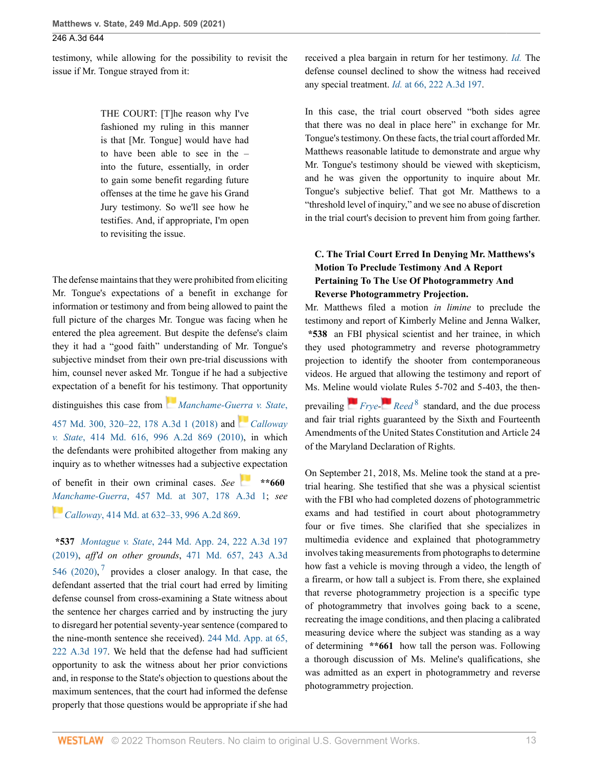testimony, while allowing for the possibility to revisit the issue if Mr. Tongue strayed from it:

> THE COURT: [T]he reason why I've fashioned my ruling in this manner is that [Mr. Tongue] would have had to have been able to see in the – into the future, essentially, in order to gain some benefit regarding future offenses at the time he gave his Grand Jury testimony. So we'll see how he testifies. And, if appropriate, I'm open to revisiting the issue.

The defense maintains that they were prohibited from eliciting Mr. Tongue's expectations of a benefit in exchange for information or testimony and from being allowed to paint the full picture of the charges Mr. Tongue was facing when he entered the plea agreement. But despite the defense's claim they it had a "good faith" understanding of Mr. Tongue's subjective mindset from their own pre-trial discussions with him, counsel never asked Mr. Tongue if he had a subjective expectation of a benefit for his testimony. That opportunity distinguishes this case from *Manchame-Guerra v. State*, 457 Md. 300, 320–22, 178 A.3d 1 (2018) and *Calloway v. State*, 414 Md. 616, 996 A.2d 869 (2010), in which the defendants were prohibited altogether from making any inquiry as to whether witnesses had a subjective expectation of benefit in their own criminal cases. *See* **\*\*660** *Manchame-Guerra*, 457 Md. at 307, 178 A.3d 1; *see Calloway*, 414 Md. at 632–33, 996 A.2d 869.

**\*537** *Montague v. State*, 244 Md. App. 24, 222 A.3d 197 (2019), *aff'd on other grounds*, 471 Md. 657, 243 A.3d 546 (2020),[7] provides a closer analogy. In that case, the defendant asserted that the trial court had erred by limiting defense counsel from cross-examining a State witness about the sentence her charges carried and by instructing the jury to disregard her potential seventy-year sentence (compared to the nine-month sentence she received). 244 Md. App. at 65, 222 A.3d 197. We held that the defense had had sufficient opportunity to ask the witness about her prior convictions and, in response to the State's objection to questions about the maximum sentences, that the court had informed the defense properly that those questions would be appropriate if she had received a plea bargain in return for her testimony. *Id.* The defense counsel declined to show the witness had received any special treatment. *Id.* at 66, 222 A.3d 197.

In this case, the trial court observed "both sides agree that there was no deal in place here" in exchange for Mr. Tongue's testimony. On these facts, the trial court afforded Mr. Matthews reasonable latitude to demonstrate and argue why Mr. Tongue's testimony should be viewed with skepticism, and he was given the opportunity to inquire about Mr. Tongue's subjective belief. That got Mr. Matthews to a "threshold level of inquiry," and we see no abuse of discretion in the trial court's decision to prevent him from going farther.

### C. The Trial Court Erred In Denying Mr. Matthews's Motion To Preclude Testimony And A Report Pertaining To The Use Of Photogrammetry And Reverse Photogrammetry Projection.

Mr. Matthews filed a motion *in limine* to preclude the testimony and report of Kimberly Meline and Jenna Walker, **\*538** an FBI physical scientist and her trainee, in which they used photogrammetry and reverse photogrammetry projection to identify the shooter from contemporaneous videos. He argued that allowing the testimony and report of Ms. Meline would violate Rules 5-702 and 5-403, the then-prevailing *Frye*-*Reed*[8] standard, and the due process and fair trial rights guaranteed by the Sixth and Fourteenth Amendments of the United States Constitution and Article 24 of the Maryland Declaration of Rights.

On September 21, 2018, Ms. Meline took the stand at a pre-trial hearing. She testified that she was a physical scientist with the FBI who had completed dozens of photogrammetric exams and had testified in court about photogrammetry four or five times. She clarified that she specializes in multimedia evidence and explained that photogrammetry involves taking measurements from photographs to determine how fast a vehicle is moving through a video, the length of a firearm, or how tall a subject is. From there, she explained that reverse photogrammetry projection is a specific type of photogrammetry that involves going back to a scene, recreating the image conditions, and then placing a calibrated measuring device where the subject was standing as a way of determining **\*\*661** how tall the person was. Following a thorough discussion of Ms. Meline's qualifications, she was admitted as an expert in photogrammetry and reverse photogrammetry projection.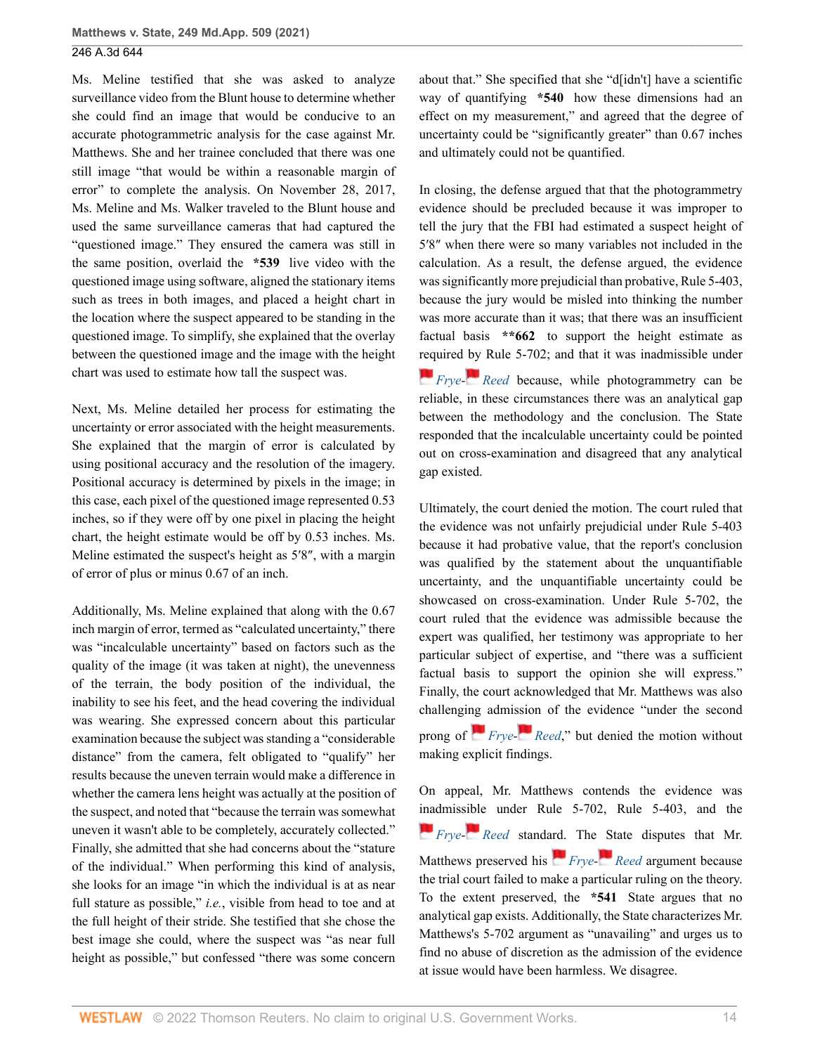Ms. Meline testified that she was asked to analyze surveillance video from the Blunt house to determine whether she could find an image that would be conducive to an accurate photogrammetric analysis for the case against Mr. Matthews. She and her trainee concluded that there was one still image "that would be within a reasonable margin of error" to complete the analysis. On November 28, 2017, Ms. Meline and Ms. Walker traveled to the Blunt house and used the same surveillance cameras that had captured the "questioned image." They ensured the camera was still in the same position, overlaid the **\*539** live video with the questioned image using software, aligned the stationary items such as trees in both images, and placed a height chart in the location where the suspect appeared to be standing in the questioned image. To simplify, she explained that the overlay between the questioned image and the image with the height chart was used to estimate how tall the suspect was.

Next, Ms. Meline detailed her process for estimating the uncertainty or error associated with the height measurements. She explained that the margin of error is calculated by using positional accuracy and the resolution of the imagery. Positional accuracy is determined by pixels in the image; in this case, each pixel of the questioned image represented 0.53 inches, so if they were off by one pixel in placing the height chart, the height estimate would be off by 0.53 inches. Ms. Meline estimated the suspect's height as 5′8″, with a margin of error of plus or minus 0.67 of an inch.

Additionally, Ms. Meline explained that along with the 0.67 inch margin of error, termed as "calculated uncertainty," there was "incalculable uncertainty" based on factors such as the quality of the image (it was taken at night), the unevenness of the terrain, the body position of the individual, the inability to see his feet, and the head covering the individual was wearing. She expressed concern about this particular examination because the subject was standing a "considerable distance" from the camera, felt obligated to "qualify" her results because the uneven terrain would make a difference in whether the camera lens height was actually at the position of the suspect, and noted that "because the terrain was somewhat uneven it wasn't able to be completely, accurately collected." Finally, she admitted that she had concerns about the "stature of the individual." When performing this kind of analysis, she looks for an image "in which the individual is at as near full stature as possible," *i.e.*, visible from head to toe and at the full height of their stride. She testified that she chose the best image she could, where the suspect was "as near full height as possible," but confessed "there was some concern about that." She specified that she "d[idn't] have a scientific way of quantifying **\*540** how these dimensions had an effect on my measurement," and agreed that the degree of uncertainty could be "significantly greater" than 0.67 inches and ultimately could not be quantified.

In closing, the defense argued that that the photogrammetry evidence should be precluded because it was improper to tell the jury that the FBI had estimated a suspect height of 5′8″ when there were so many variables not included in the calculation. As a result, the defense argued, the evidence was significantly more prejudicial than probative, Rule 5-403, because the jury would be misled into thinking the number was more accurate than it was; that there was an insufficient factual basis **\*\*662** to support the height estimate as required by Rule 5-702; and that it was inadmissible under *Frye*-*Reed* because, while photogrammetry can be reliable, in these circumstances there was an analytical gap between the methodology and the conclusion. The State responded that the incalculable uncertainty could be pointed out on cross-examination and disagreed that any analytical gap existed.

Ultimately, the court denied the motion. The court ruled that the evidence was not unfairly prejudicial under Rule 5-403 because it had probative value, that the report's conclusion was qualified by the statement about the unquantifiable uncertainty, and the unquantifiable uncertainty could be showcased on cross-examination. Under Rule 5-702, the court ruled that the evidence was admissible because the expert was qualified, her testimony was appropriate to her particular subject of expertise, and "there was a sufficient factual basis to support the opinion she will express." Finally, the court acknowledged that Mr. Matthews was also challenging admission of the evidence "under the second prong of *Frye*-*Reed*," but denied the motion without making explicit findings.

On appeal, Mr. Matthews contends the evidence was inadmissible under Rule 5-702, Rule 5-403, and the *Frye*-*Reed* standard. The State disputes that Mr. Matthews preserved his *Frye*-*Reed* argument because the trial court failed to make a particular ruling on the theory. To the extent preserved, the **\*541** State argues that no analytical gap exists. Additionally, the State characterizes Mr. Matthews's 5-702 argument as "unavailing" and urges us to find no abuse of discretion as the admission of the evidence at issue would have been harmless. We disagree.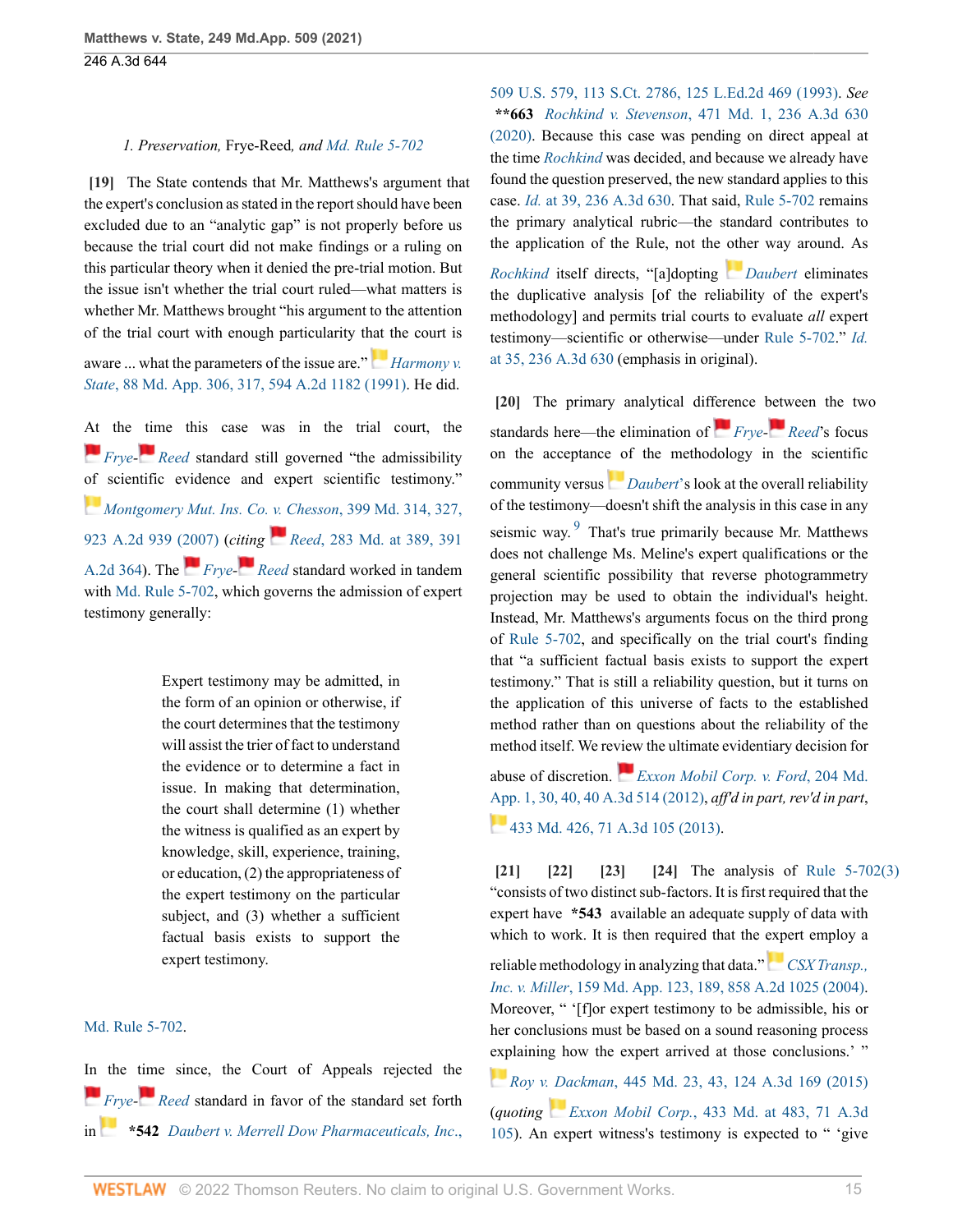*1. Preservation,* Frye-Reed*, and* Md. Rule 5-702

**[19]** The State contends that Mr. Matthews's argument that the expert's conclusion as stated in the report should have been excluded due to an "analytic gap" is not properly before us because the trial court did not make findings or a ruling on this particular theory when it denied the pre-trial motion. But the issue isn't whether the trial court ruled—what matters is whether Mr. Matthews brought "his argument to the attention of the trial court with enough particularity that the court is aware ... what the parameters of the issue are." *Harmony v. State*, 88 Md. App. 306, 317, 594 A.2d 1182 (1991). He did.

At the time this case was in the trial court, the *Frye*-*Reed* standard still governed "the admissibility of scientific evidence and expert scientific testimony." *Montgomery Mut. Ins. Co. v. Chesson*, 399 Md. 314, 327, 923 A.2d 939 (2007) (*citing* *Reed*, 283 Md. at 389, 391 A.2d 364). The *Frye*-*Reed* standard worked in tandem with Md. Rule 5-702, which governs the admission of expert testimony generally:

> Expert testimony may be admitted, in the form of an opinion or otherwise, if the court determines that the testimony will assist the trier of fact to understand the evidence or to determine a fact in issue. In making that determination, the court shall determine (1) whether the witness is qualified as an expert by knowledge, skill, experience, training, or education, (2) the appropriateness of the expert testimony on the particular subject, and (3) whether a sufficient factual basis exists to support the expert testimony.

Md. Rule 5-702.

In the time since, the Court of Appeals rejected the *Frye*-*Reed* standard in favor of the standard set forth in **\*542** *Daubert v. Merrell Dow Pharmaceuticals, Inc.*, 509 U.S. 579, 113 S.Ct. 2786, 125 L.Ed.2d 469 (1993). *See* **\*\*663** *Rochkind v. Stevenson*, 471 Md. 1, 236 A.3d 630 (2020). Because this case was pending on direct appeal at the time *Rochkind* was decided, and because we already have found the question preserved, the new standard applies to this case. *Id.* at 39, 236 A.3d 630. That said, Rule 5-702 remains the primary analytical rubric—the standard contributes to the application of the Rule, not the other way around. As *Rochkind* itself directs, "[a]dopting *Daubert* eliminates the duplicative analysis [of the reliability of the expert's methodology] and permits trial courts to evaluate *all* expert testimony—scientific or otherwise—under Rule 5-702." *Id.* at 35, 236 A.3d 630 (emphasis in original).

**[20]** The primary analytical difference between the two standards here—the elimination of *Frye*-*Reed*'s focus on the acceptance of the methodology in the scientific community versus *Daubert*'s look at the overall reliability of the testimony—doesn't shift the analysis in this case in any seismic way.[9] That's true primarily because Mr. Matthews does not challenge Ms. Meline's expert qualifications or the general scientific possibility that reverse photogrammetry projection may be used to obtain the individual's height. Instead, Mr. Matthews's arguments focus on the third prong of Rule 5-702, and specifically on the trial court's finding that "a sufficient factual basis exists to support the expert testimony." That is still a reliability question, but it turns on the application of this universe of facts to the established method rather than on questions about the reliability of the method itself. We review the ultimate evidentiary decision for abuse of discretion. *Exxon Mobil Corp. v. Ford*, 204 Md. App. 1, 30, 40, 40 A.3d 514 (2012), *aff'd in part, rev'd in part*, 433 Md. 426, 71 A.3d 105 (2013).

**[21]** **[22]** **[23]** **[24]** The analysis of Rule 5-702(3) "consists of two distinct sub-factors. It is first required that the expert have **\*543** available an adequate supply of data with which to work. It is then required that the expert employ a reliable methodology in analyzing that data." *CSX Transp., Inc. v. Miller*, 159 Md. App. 123, 189, 858 A.2d 1025 (2004). Moreover, " '[f]or expert testimony to be admissible, his or her conclusions must be based on a sound reasoning process explaining how the expert arrived at those conclusions.' " *Roy v. Dackman*, 445 Md. 23, 43, 124 A.3d 169 (2015) (*quoting* *Exxon Mobil Corp.*, 433 Md. at 483, 71 A.3d 105). An expert witness's testimony is expected to " 'give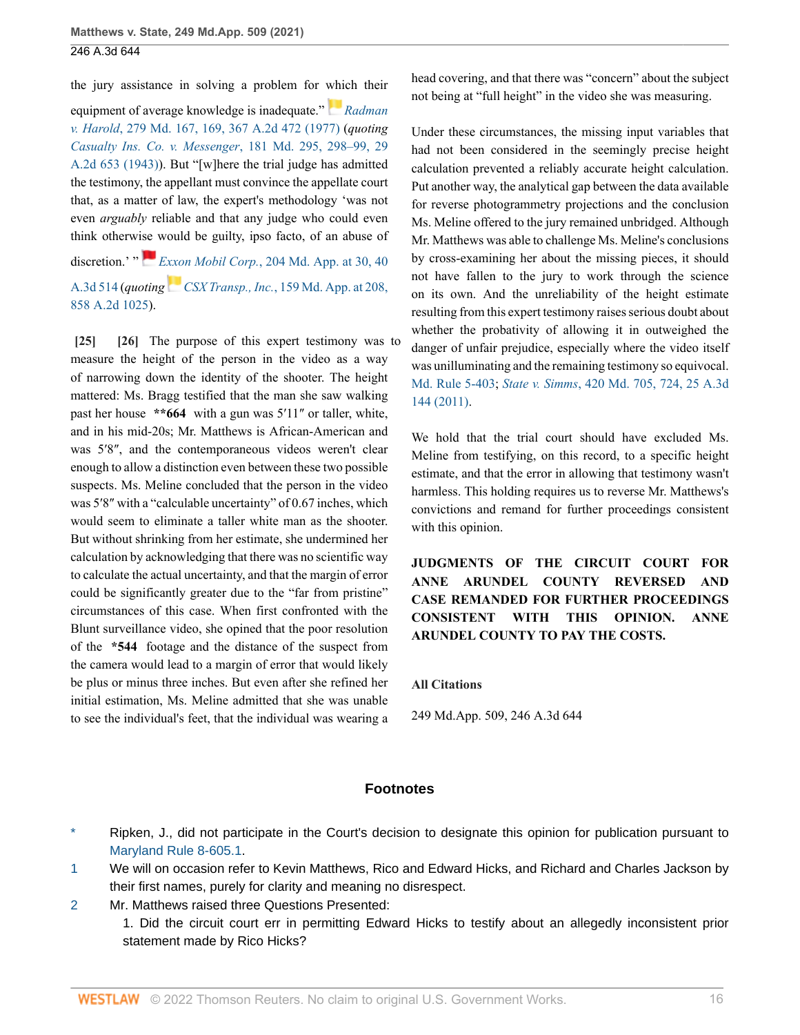the jury assistance in solving a problem for which their equipment of average knowledge is inadequate." *Radman v. Harold*, 279 Md. 167, 169, 367 A.2d 472 (1977) (*quoting Casualty Ins. Co. v. Messenger*, 181 Md. 295, 298–99, 29 A.2d 653 (1943)). But "[w]here the trial judge has admitted the testimony, the appellant must convince the appellate court that, as a matter of law, the expert's methodology 'was not even *arguably* reliable and that any judge who could even think otherwise would be guilty, ipso facto, of an abuse of discretion.' " *Exxon Mobil Corp.*, 204 Md. App. at 30, 40 A.3d 514 (*quoting* *CSX Transp., Inc.*, 159 Md. App. at 208, 858 A.2d 1025).

**[25] [26]** The purpose of this expert testimony was to measure the height of the person in the video as a way of narrowing down the identity of the shooter. The height mattered: Ms. Bragg testified that the man she saw walking past her house **664 with a gun was 5′11″ or taller, white, and in his mid-20s; Mr. Matthews is African-American and was 5′8″, and the contemporaneous videos weren't clear enough to allow a distinction even between these two possible suspects. Ms. Meline concluded that the person in the video was 5′8″ with a "calculable uncertainty" of 0.67 inches, which would seem to eliminate a taller white man as the shooter. But without shrinking from her estimate, she undermined her calculation by acknowledging that there was no scientific way to calculate the actual uncertainty, and that the margin of error could be significantly greater due to the "far from pristine" circumstances of this case. When first confronted with the Blunt surveillance video, she opined that the poor resolution of the *544 footage and the distance of the suspect from the camera would lead to a margin of error that would likely be plus or minus three inches. But even after she refined her initial estimation, Ms. Meline admitted that she was unable to see the individual's feet, that the individual was wearing a head covering, and that there was "concern" about the subject not being at "full height" in the video she was measuring.

Under these circumstances, the missing input variables that had not been considered in the seemingly precise height calculation prevented a reliably accurate height calculation. Put another way, the analytical gap between the data available for reverse photogrammetry projections and the conclusion Ms. Meline offered to the jury remained unbridged. Although Mr. Matthews was able to challenge Ms. Meline's conclusions by cross-examining her about the missing pieces, it should not have fallen to the jury to work through the science on its own. And the unreliability of the height estimate resulting from this expert testimony raises serious doubt about whether the probativity of allowing it in outweighed the danger of unfair prejudice, especially where the video itself was unilluminating and the remaining testimony so equivocal. Md. Rule 5-403; *State v. Simms*, 420 Md. 705, 724, 25 A.3d 144 (2011).

We hold that the trial court should have excluded Ms. Meline from testifying, on this record, to a specific height estimate, and that the error in allowing that testimony wasn't harmless. This holding requires us to reverse Mr. Matthews's convictions and remand for further proceedings consistent with this opinion.

**JUDGMENTS OF THE CIRCUIT COURT FOR ANNE ARUNDEL COUNTY REVERSED AND CASE REMANDED FOR FURTHER PROCEEDINGS CONSISTENT WITH THIS OPINION. ANNE ARUNDEL COUNTY TO PAY THE COSTS.**

**All Citations**

249 Md.App. 509, 246 A.3d 644

## Footnotes

\* Ripken, J., did not participate in the Court's decision to designate this opinion for publication pursuant to Maryland Rule 8-605.1.

1 We will on occasion refer to Kevin Matthews, Rico and Edward Hicks, and Richard and Charles Jackson by their first names, purely for clarity and meaning no disrespect.

2 Mr. Matthews raised three Questions Presented:

1. Did the circuit court err in permitting Edward Hicks to testify about an allegedly inconsistent prior statement made by Rico Hicks?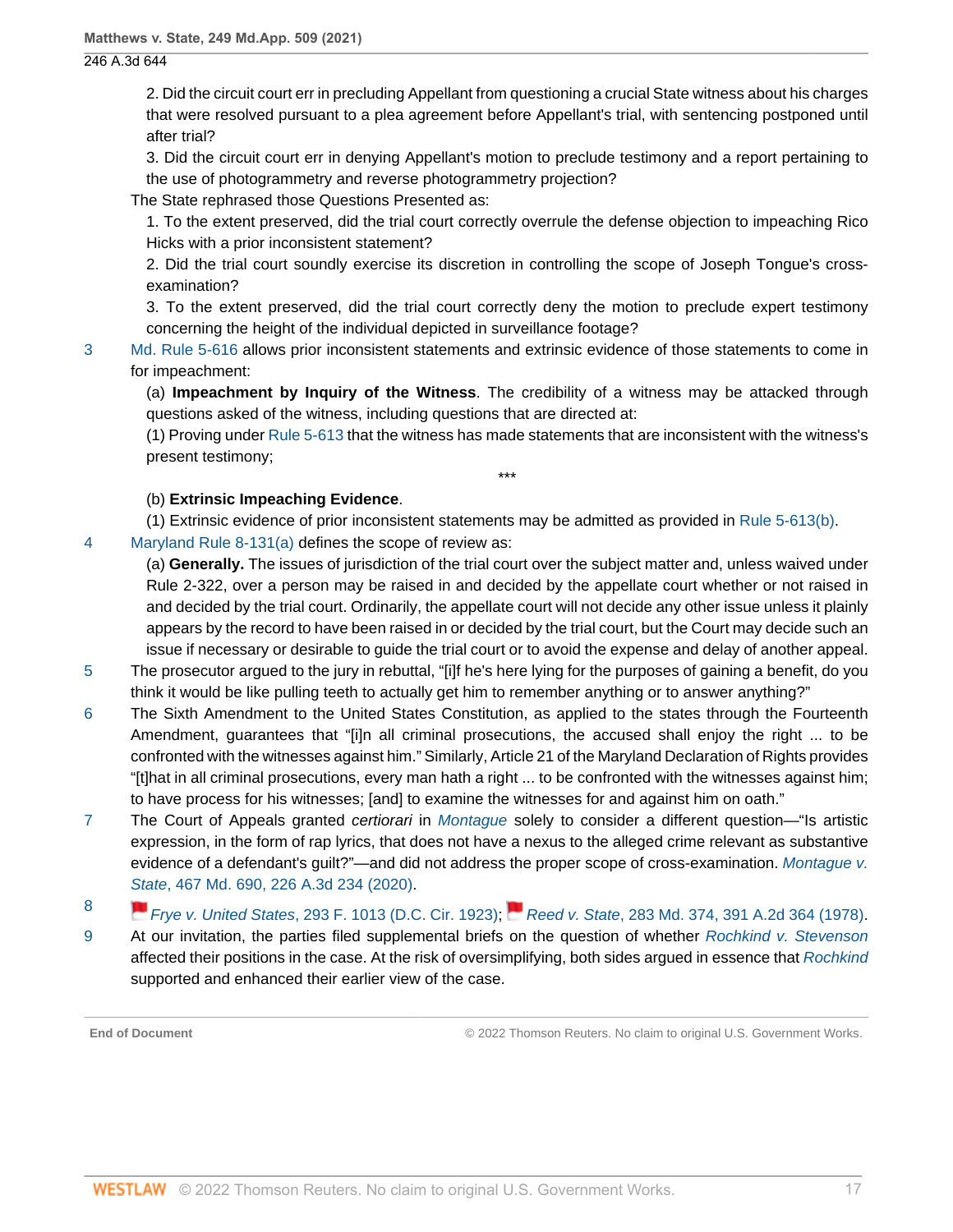2. Did the circuit court err in precluding Appellant from questioning a crucial State witness about his charges that were resolved pursuant to a plea agreement before Appellant's trial, with sentencing postponed until after trial?

3. Did the circuit court err in denying Appellant's motion to preclude testimony and a report pertaining to the use of photogrammetry and reverse photogrammetry projection?

The State rephrased those Questions Presented as:

1. To the extent preserved, did the trial court correctly overrule the defense objection to impeaching Rico Hicks with a prior inconsistent statement?

2. Did the trial court soundly exercise its discretion in controlling the scope of Joseph Tongue's cross-examination?

3. To the extent preserved, did the trial court correctly deny the motion to preclude expert testimony concerning the height of the individual depicted in surveillance footage?

3 Md. Rule 5-616 allows prior inconsistent statements and extrinsic evidence of those statements to come in for impeachment:

(a) **Impeachment by Inquiry of the Witness**. The credibility of a witness may be attacked through questions asked of the witness, including questions that are directed at:

(1) Proving under Rule 5-613 that the witness has made statements that are inconsistent with the witness's present testimony;

***

(b) **Extrinsic Impeaching Evidence**.

(1) Extrinsic evidence of prior inconsistent statements may be admitted as provided in Rule 5-613(b).

4 Maryland Rule 8-131(a) defines the scope of review as:

(a) **Generally.** The issues of jurisdiction of the trial court over the subject matter and, unless waived under Rule 2-322, over a person may be raised in and decided by the appellate court whether or not raised in and decided by the trial court. Ordinarily, the appellate court will not decide any other issue unless it plainly appears by the record to have been raised in or decided by the trial court, but the Court may decide such an issue if necessary or desirable to guide the trial court or to avoid the expense and delay of another appeal.

5 The prosecutor argued to the jury in rebuttal, "[i]f he's here lying for the purposes of gaining a benefit, do you think it would be like pulling teeth to actually get him to remember anything or to answer anything?"

6 The Sixth Amendment to the United States Constitution, as applied to the states through the Fourteenth Amendment, guarantees that "[i]n all criminal prosecutions, the accused shall enjoy the right ... to be confronted with the witnesses against him." Similarly, Article 21 of the Maryland Declaration of Rights provides "[t]hat in all criminal prosecutions, every man hath a right ... to be confronted with the witnesses against him; to have process for his witnesses; [and] to examine the witnesses for and against him on oath."

7 The Court of Appeals granted *certiorari* in *Montague* solely to consider a different question—"Is artistic expression, in the form of rap lyrics, that does not have a nexus to the alleged crime relevant as substantive evidence of a defendant's guilt?"—and did not address the proper scope of cross-examination. *Montague v. State*, 467 Md. 690, 226 A.3d 234 (2020).

8 *Frye v. United States*, 293 F. 1013 (D.C. Cir. 1923); *Reed v. State*, 283 Md. 374, 391 A.2d 364 (1978).

9 At our invitation, the parties filed supplemental briefs on the question of whether *Rochkind v. Stevenson* affected their positions in the case. At the risk of oversimplifying, both sides argued in essence that *Rochkind* supported and enhanced their earlier view of the case.

**End of Document**